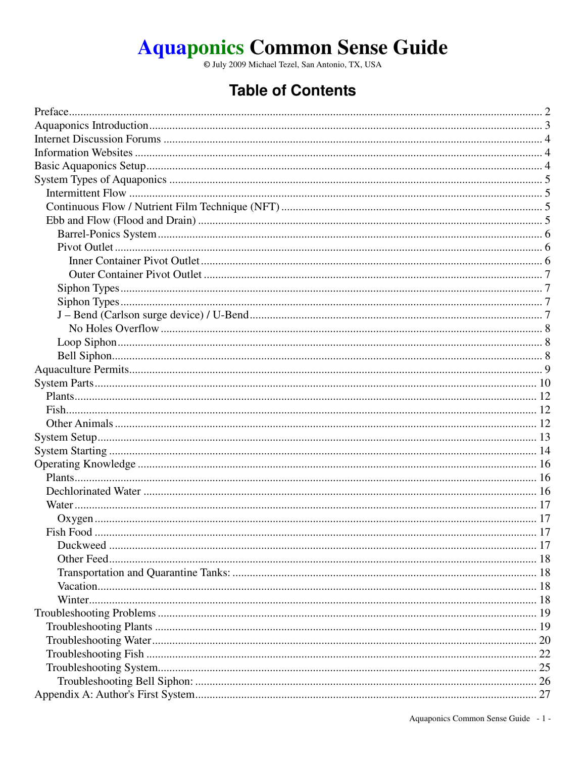# Aquaponics Common Sense Guide

© July 2009 Michael Tezel, San Antonio, TX, USA

## Table of Contents

Preface ........ 2
Aquaponics Introduction ........ 3
Internet Discussion Forums ........ 4
Information Websites ........ 4
Basic Aquaponics Setup ........ 4
System Types of Aquaponics ........ 5
- Intermittent Flow ........ 5
- Continuous Flow / Nutrient Film Technique (NFT) ........ 5
- Ebb and Flow (Flood and Drain) ........ 5
  - Barrel-Ponics System ........ 6
  - Pivot Outlet ........ 6
    - Inner Container Pivot Outlet ........ 6
    - Outer Container Pivot Outlet ........ 7
  - Siphon Types ........ 7
  - Siphon Types ........ 7
  - J – Bend (Carlson surge device) / U-Bend ........ 7
    - No Holes Overflow ........ 8
  - Loop Siphon ........ 8
  - Bell Siphon ........ 8

Aquaculture Permits ........ 9
System Parts ........ 10
- Plants ........ 12
- Fish ........ 12
- Other Animals ........ 12

System Setup ........ 13
System Starting ........ 14
Operating Knowledge ........ 16
- Plants ........ 16
- Dechlorinated Water ........ 16
- Water ........ 17
  - Oxygen ........ 17
- Fish Food ........ 17
  - Duckweed ........ 17
  - Other Feed ........ 18
  - Transportation and Quarantine Tanks: ........ 18
  - Vacation ........ 18
  - Winter ........ 18

Troubleshooting Problems ........ 19
- Troubleshooting Plants ........ 19
- Troubleshooting Water ........ 20
- Troubleshooting Fish ........ 22
- Troubleshooting System ........ 25
  - Troubleshooting Bell Siphon: ........ 26

Appendix A: Author's First System ........ 27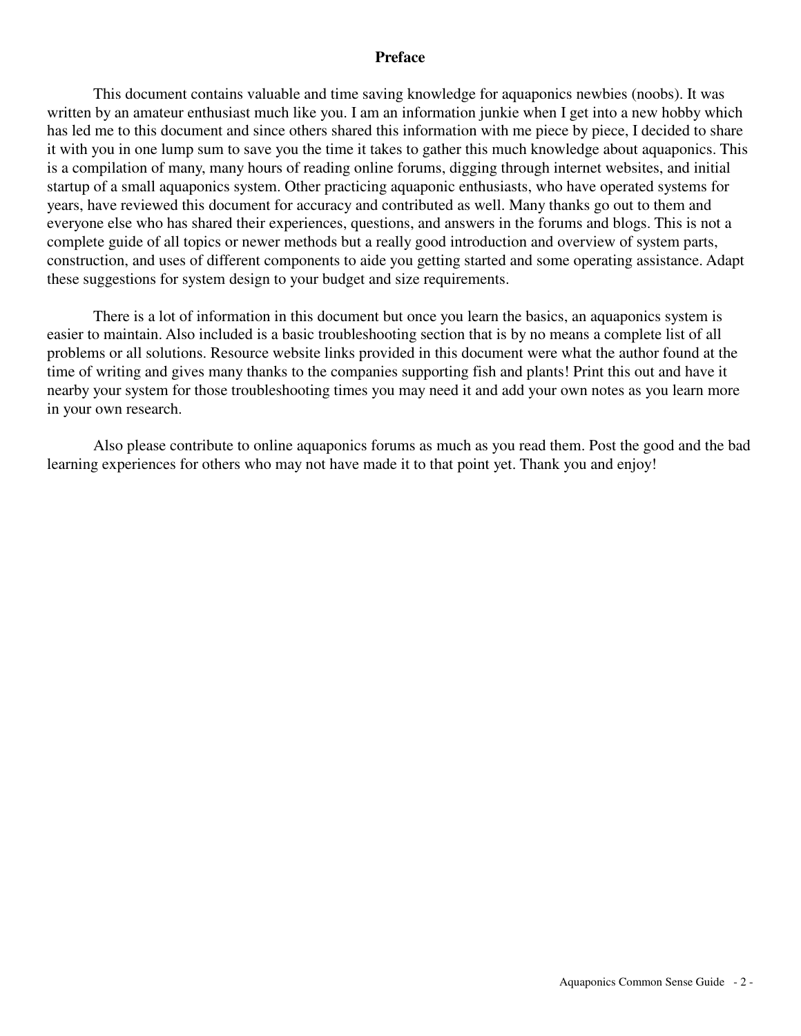# Preface

This document contains valuable and time saving knowledge for aquaponics newbies (noobs). It was written by an amateur enthusiast much like you. I am an information junkie when I get into a new hobby which has led me to this document and since others shared this information with me piece by piece, I decided to share it with you in one lump sum to save you the time it takes to gather this much knowledge about aquaponics. This is a compilation of many, many hours of reading online forums, digging through internet websites, and initial startup of a small aquaponics system. Other practicing aquaponic enthusiasts, who have operated systems for years, have reviewed this document for accuracy and contributed as well. Many thanks go out to them and everyone else who has shared their experiences, questions, and answers in the forums and blogs. This is not a complete guide of all topics or newer methods but a really good introduction and overview of system parts, construction, and uses of different components to aide you getting started and some operating assistance. Adapt these suggestions for system design to your budget and size requirements.

There is a lot of information in this document but once you learn the basics, an aquaponics system is easier to maintain. Also included is a basic troubleshooting section that is by no means a complete list of all problems or all solutions. Resource website links provided in this document were what the author found at the time of writing and gives many thanks to the companies supporting fish and plants! Print this out and have it nearby your system for those troubleshooting times you may need it and add your own notes as you learn more in your own research.

Also please contribute to online aquaponics forums as much as you read them. Post the good and the bad learning experiences for others who may not have made it to that point yet. Thank you and enjoy!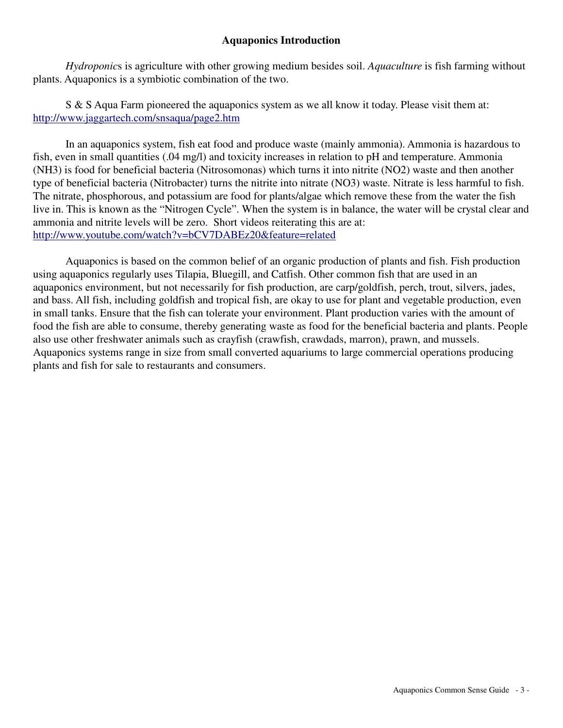# Aquaponics Introduction

*Hydroponic*s is agriculture with other growing medium besides soil. *Aquaculture* is fish farming without plants. Aquaponics is a symbiotic combination of the two.

S & S Aqua Farm pioneered the aquaponics system as we all know it today. Please visit them at: http://www.jaggartech.com/snsaqua/page2.htm

In an aquaponics system, fish eat food and produce waste (mainly ammonia). Ammonia is hazardous to fish, even in small quantities (.04 mg/l) and toxicity increases in relation to pH and temperature. Ammonia ($NH_3$) is food for beneficial bacteria (Nitrosomonas) which turns it into nitrite ($NO_2$) waste and then another type of beneficial bacteria (Nitrobacter) turns the nitrite into nitrate ($NO_3$) waste. Nitrate is less harmful to fish. The nitrate, phosphorous, and potassium are food for plants/algae which remove these from the water the fish live in. This is known as the "Nitrogen Cycle". When the system is in balance, the water will be crystal clear and ammonia and nitrite levels will be zero. Short videos reiterating this are at: http://www.youtube.com/watch?v=bCV7DABEz20&feature=related

Aquaponics is based on the common belief of an organic production of plants and fish. Fish production using aquaponics regularly uses Tilapia, Bluegill, and Catfish. Other common fish that are used in an aquaponics environment, but not necessarily for fish production, are carp/goldfish, perch, trout, silvers, jades, and bass. All fish, including goldfish and tropical fish, are okay to use for plant and vegetable production, even in small tanks. Ensure that the fish can tolerate your environment. Plant production varies with the amount of food the fish are able to consume, thereby generating waste as food for the beneficial bacteria and plants. People also use other freshwater animals such as crayfish (crawfish, crawdads, marron), prawn, and mussels. Aquaponics systems range in size from small converted aquariums to large commercial operations producing plants and fish for sale to restaurants and consumers.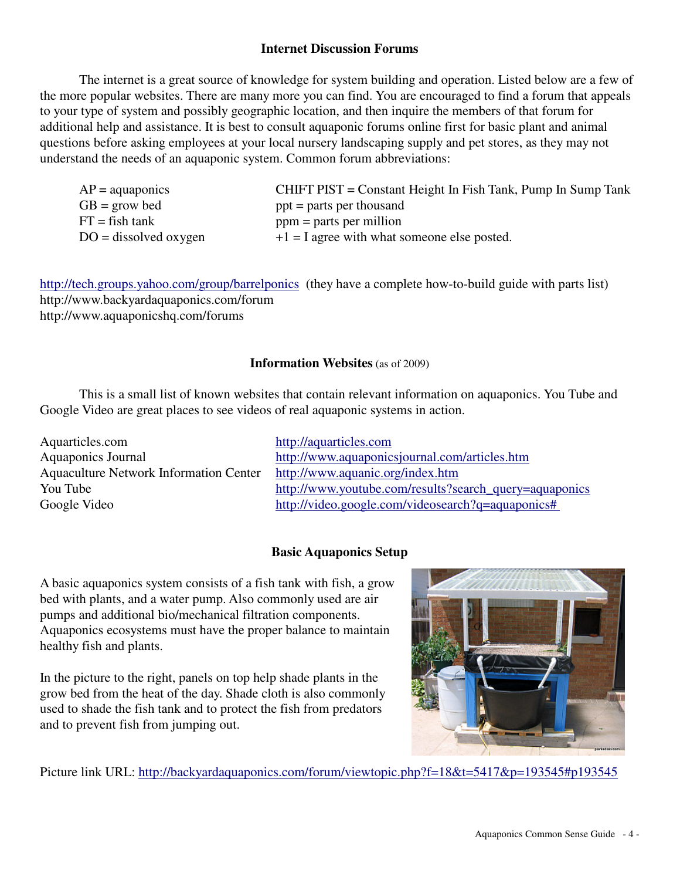## Internet Discussion Forums

The internet is a great source of knowledge for system building and operation. Listed below are a few of the more popular websites. There are many more you can find. You are encouraged to find a forum that appeals to your type of system and possibly geographic location, and then inquire the members of that forum for additional help and assistance. It is best to consult aquaponic forums online first for basic plant and animal questions before asking employees at your local nursery landscaping supply and pet stores, as they may not understand the needs of an aquaponic system. Common forum abbreviations:

| | |
|---|---|
| AP = aquaponics | CHIFT PIST = Constant Height In Fish Tank, Pump In Sump Tank |
| GB = grow bed | ppt = parts per thousand |
| FT = fish tank | ppm = parts per million |
| DO = dissolved oxygen | +1 = I agree with what someone else posted. |

http://tech.groups.yahoo.com/group/barrelponics (they have a complete how-to-build guide with parts list)
http://www.backyardaquaponics.com/forum
http://www.aquaponicshq.com/forums

## Information Websites (as of 2009)

This is a small list of known websites that contain relevant information on aquaponics. You Tube and Google Video are great places to see videos of real aquaponic systems in action.

| | |
|---|---|
| Aquarticles.com | http://aquarticles.com |
| Aquaponics Journal | http://www.aquaponicsjournal.com/articles.htm |
| Aquaculture Network Information Center | http://www.aquanic.org/index.htm |
| You Tube | http://www.youtube.com/results?search_query=aquaponics |
| Google Video | http://video.google.com/videosearch?q=aquaponics# |

## Basic Aquaponics Setup

A basic aquaponics system consists of a fish tank with fish, a grow bed with plants, and a water pump. Also commonly used are air pumps and additional bio/mechanical filtration components. Aquaponics ecosystems must have the proper balance to maintain healthy fish and plants.

In the picture to the right, panels on top help shade plants in the grow bed from the heat of the day. Shade cloth is also commonly used to shade the fish tank and to protect the fish from predators and to prevent fish from jumping out.

Picture link URL: http://backyardaquaponics.com/forum/viewtopic.php?f=18&t=5417&p=193545#p193545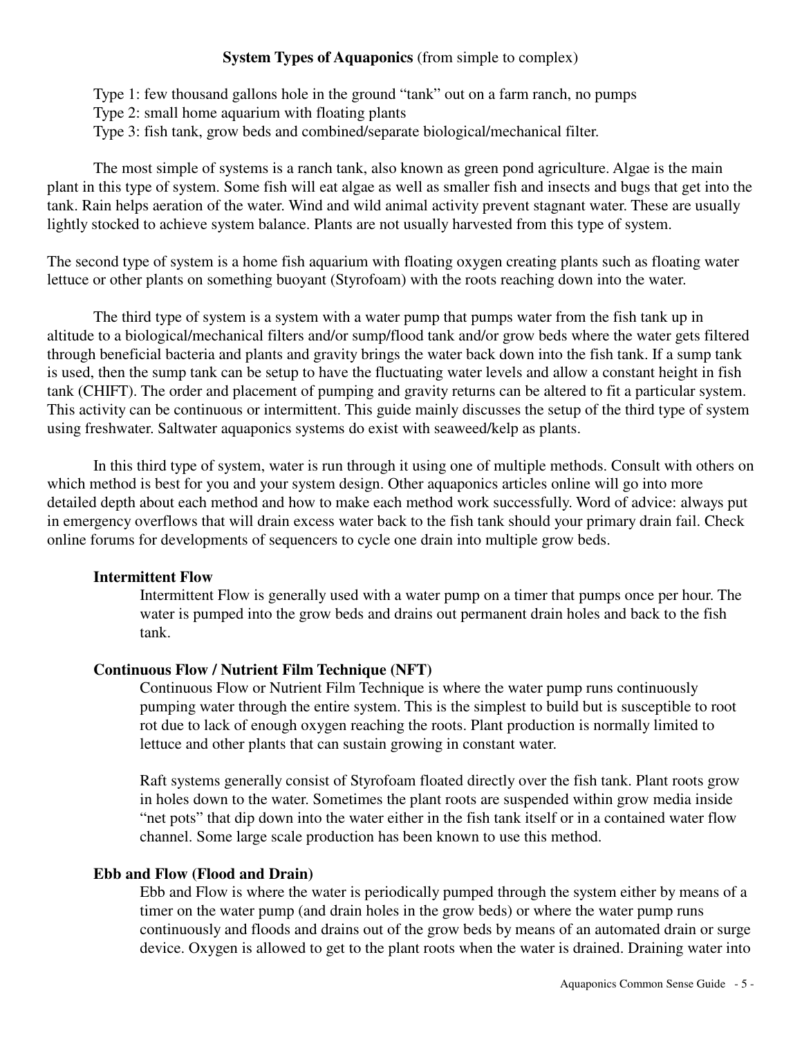**System Types of Aquaponics** (from simple to complex)

Type 1: few thousand gallons hole in the ground "tank" out on a farm ranch, no pumps
Type 2: small home aquarium with floating plants
Type 3: fish tank, grow beds and combined/separate biological/mechanical filter.

The most simple of systems is a ranch tank, also known as green pond agriculture. Algae is the main plant in this type of system. Some fish will eat algae as well as smaller fish and insects and bugs that get into the tank. Rain helps aeration of the water. Wind and wild animal activity prevent stagnant water. These are usually lightly stocked to achieve system balance. Plants are not usually harvested from this type of system.

The second type of system is a home fish aquarium with floating oxygen creating plants such as floating water lettuce or other plants on something buoyant (Styrofoam) with the roots reaching down into the water.

The third type of system is a system with a water pump that pumps water from the fish tank up in altitude to a biological/mechanical filters and/or sump/flood tank and/or grow beds where the water gets filtered through beneficial bacteria and plants and gravity brings the water back down into the fish tank. If a sump tank is used, then the sump tank can be setup to have the fluctuating water levels and allow a constant height in fish tank (CHIFT). The order and placement of pumping and gravity returns can be altered to fit a particular system. This activity can be continuous or intermittent. This guide mainly discusses the setup of the third type of system using freshwater. Saltwater aquaponics systems do exist with seaweed/kelp as plants.

In this third type of system, water is run through it using one of multiple methods. Consult with others on which method is best for you and your system design. Other aquaponics articles online will go into more detailed depth about each method and how to make each method work successfully. Word of advice: always put in emergency overflows that will drain excess water back to the fish tank should your primary drain fail. Check online forums for developments of sequencers to cycle one drain into multiple grow beds.

**Intermittent Flow**

Intermittent Flow is generally used with a water pump on a timer that pumps once per hour. The water is pumped into the grow beds and drains out permanent drain holes and back to the fish tank.

**Continuous Flow / Nutrient Film Technique (NFT)**

Continuous Flow or Nutrient Film Technique is where the water pump runs continuously pumping water through the entire system. This is the simplest to build but is susceptible to root rot due to lack of enough oxygen reaching the roots. Plant production is normally limited to lettuce and other plants that can sustain growing in constant water.

Raft systems generally consist of Styrofoam floated directly over the fish tank. Plant roots grow in holes down to the water. Sometimes the plant roots are suspended within grow media inside "net pots" that dip down into the water either in the fish tank itself or in a contained water flow channel. Some large scale production has been known to use this method.

**Ebb and Flow (Flood and Drain)**

Ebb and Flow is where the water is periodically pumped through the system either by means of a timer on the water pump (and drain holes in the grow beds) or where the water pump runs continuously and floods and drains out of the grow beds by means of an automated drain or surge device. Oxygen is allowed to get to the plant roots when the water is drained. Draining water into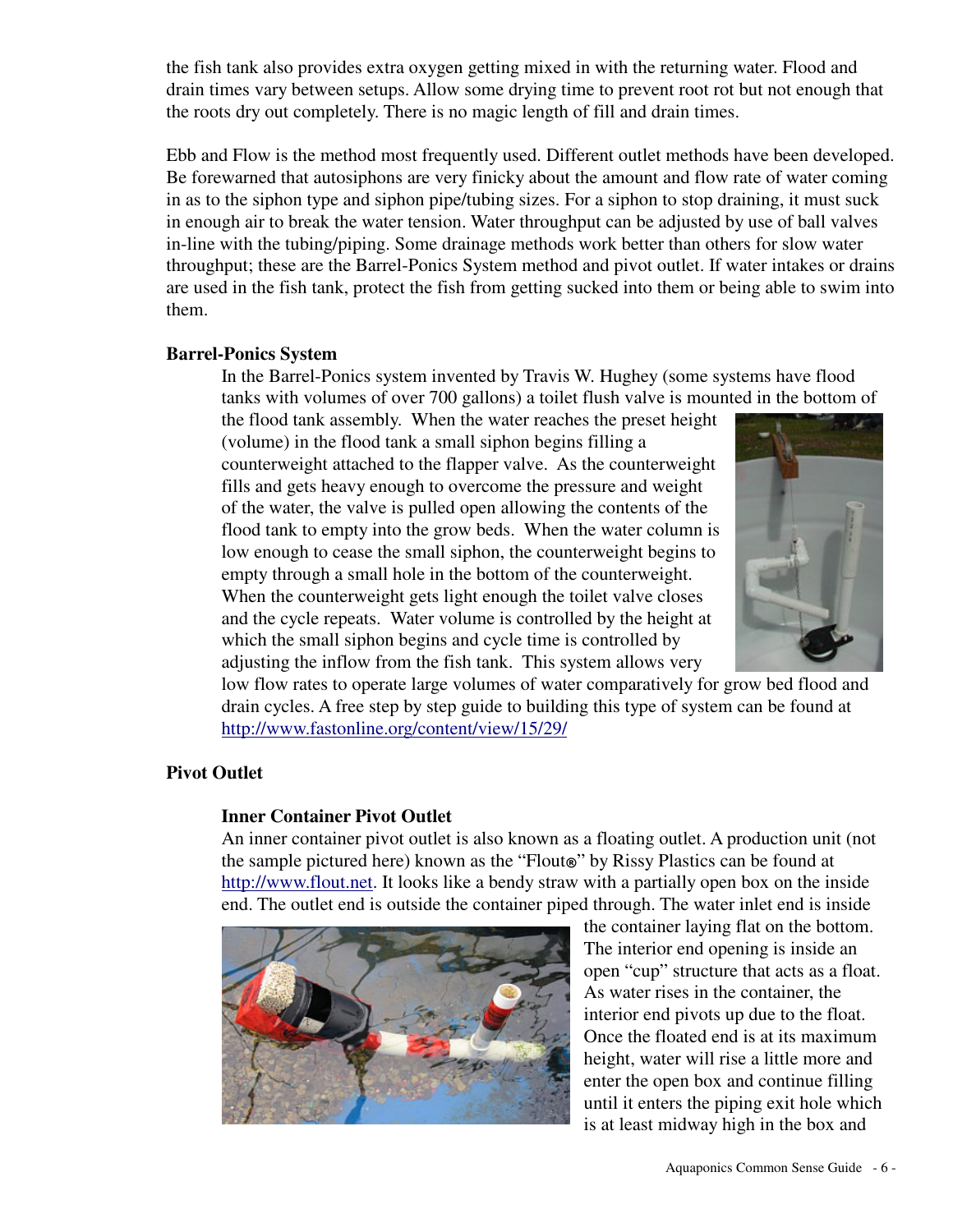the fish tank also provides extra oxygen getting mixed in with the returning water. Flood and drain times vary between setups. Allow some drying time to prevent root rot but not enough that the roots dry out completely. There is no magic length of fill and drain times.

Ebb and Flow is the method most frequently used. Different outlet methods have been developed. Be forewarned that autosiphons are very finicky about the amount and flow rate of water coming in as to the siphon type and siphon pipe/tubing sizes. For a siphon to stop draining, it must suck in enough air to break the water tension. Water throughput can be adjusted by use of ball valves in-line with the tubing/piping. Some drainage methods work better than others for slow water throughput; these are the Barrel-Ponics System method and pivot outlet. If water intakes or drains are used in the fish tank, protect the fish from getting sucked into them or being able to swim into them.

**Barrel-Ponics System**

In the Barrel-Ponics system invented by Travis W. Hughey (some systems have flood tanks with volumes of over 700 gallons) a toilet flush valve is mounted in the bottom of the flood tank assembly. When the water reaches the preset height (volume) in the flood tank a small siphon begins filling a counterweight attached to the flapper valve. As the counterweight fills and gets heavy enough to overcome the pressure and weight of the water, the valve is pulled open allowing the contents of the flood tank to empty into the grow beds. When the water column is low enough to cease the small siphon, the counterweight begins to empty through a small hole in the bottom of the counterweight. When the counterweight gets light enough the toilet valve closes and the cycle repeats. Water volume is controlled by the height at which the small siphon begins and cycle time is controlled by adjusting the inflow from the fish tank. This system allows very low flow rates to operate large volumes of water comparatively for grow bed flood and drain cycles. A free step by step guide to building this type of system can be found at http://www.fastonline.org/content/view/15/29/

**Pivot Outlet**

**Inner Container Pivot Outlet**

An inner container pivot outlet is also known as a floating outlet. A production unit (not the sample pictured here) known as the "Flout®" by Rissy Plastics can be found at http://www.flout.net. It looks like a bendy straw with a partially open box on the inside end. The outlet end is outside the container piped through. The water inlet end is inside the container laying flat on the bottom. The interior end opening is inside an open "cup" structure that acts as a float. As water rises in the container, the interior end pivots up due to the float. Once the floated end is at its maximum height, water will rise a little more and enter the open box and continue filling until it enters the piping exit hole which is at least midway high in the box and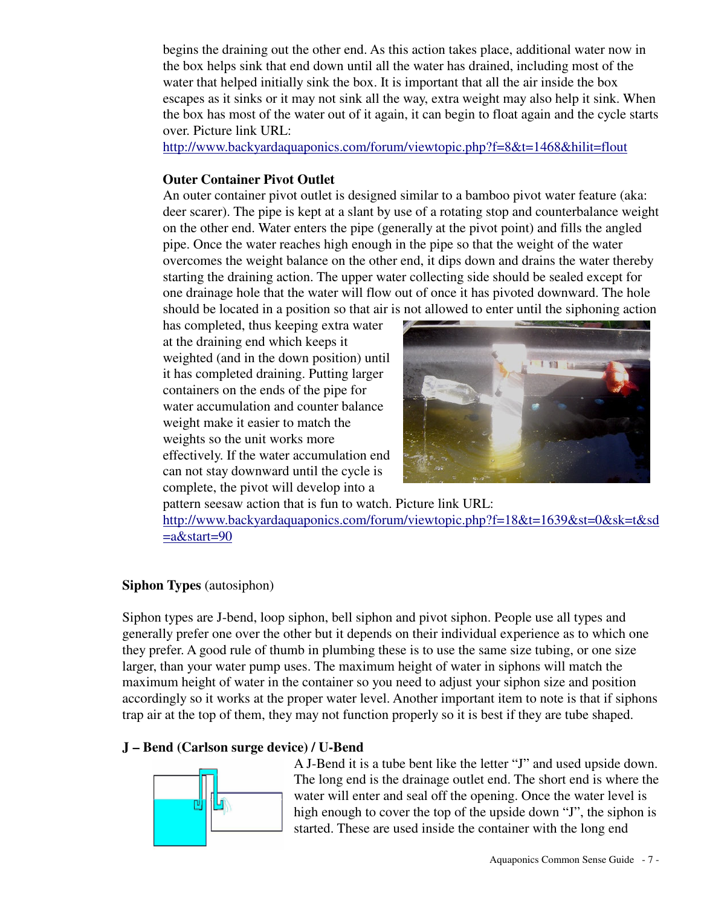begins the draining out the other end. As this action takes place, additional water now in the box helps sink that end down until all the water has drained, including most of the water that helped initially sink the box. It is important that all the air inside the box escapes as it sinks or it may not sink all the way, extra weight may also help it sink. When the box has most of the water out of it again, it can begin to float again and the cycle starts over. Picture link URL: http://www.backyardaquaponics.com/forum/viewtopic.php?f=8&t=1468&hilit=flout

**Outer Container Pivot Outlet**

An outer container pivot outlet is designed similar to a bamboo pivot water feature (aka: deer scarer). The pipe is kept at a slant by use of a rotating stop and counterbalance weight on the other end. Water enters the pipe (generally at the pivot point) and fills the angled pipe. Once the water reaches high enough in the pipe so that the weight of the water overcomes the weight balance on the other end, it dips down and drains the water thereby starting the draining action. The upper water collecting side should be sealed except for one drainage hole that the water will flow out of once it has pivoted downward. The hole should be located in a position so that air is not allowed to enter until the siphoning action has completed, thus keeping extra water at the draining end which keeps it weighted (and in the down position) until it has completed draining. Putting larger containers on the ends of the pipe for water accumulation and counter balance weight make it easier to match the weights so the unit works more effectively. If the water accumulation end can not stay downward until the cycle is complete, the pivot will develop into a pattern seesaw action that is fun to watch. Picture link URL: http://www.backyardaquaponics.com/forum/viewtopic.php?f=18&t=1639&st=0&sk=t&sd=a&start=90

**Siphon Types** (autosiphon)

Siphon types are J-bend, loop siphon, bell siphon and pivot siphon. People use all types and generally prefer one over the other but it depends on their individual experience as to which one they prefer. A good rule of thumb in plumbing these is to use the same size tubing, or one size larger, than your water pump uses. The maximum height of water in siphons will match the maximum height of water in the container so you need to adjust your siphon size and position accordingly so it works at the proper water level. Another important item to note is that if siphons trap air at the top of them, they may not function properly so it is best if they are tube shaped.

**J – Bend (Carlson surge device) / U-Bend**

A J-Bend it is a tube bent like the letter "J" and used upside down. The long end is the drainage outlet end. The short end is where the water will enter and seal off the opening. Once the water level is high enough to cover the top of the upside down "J", the siphon is started. These are used inside the container with the long end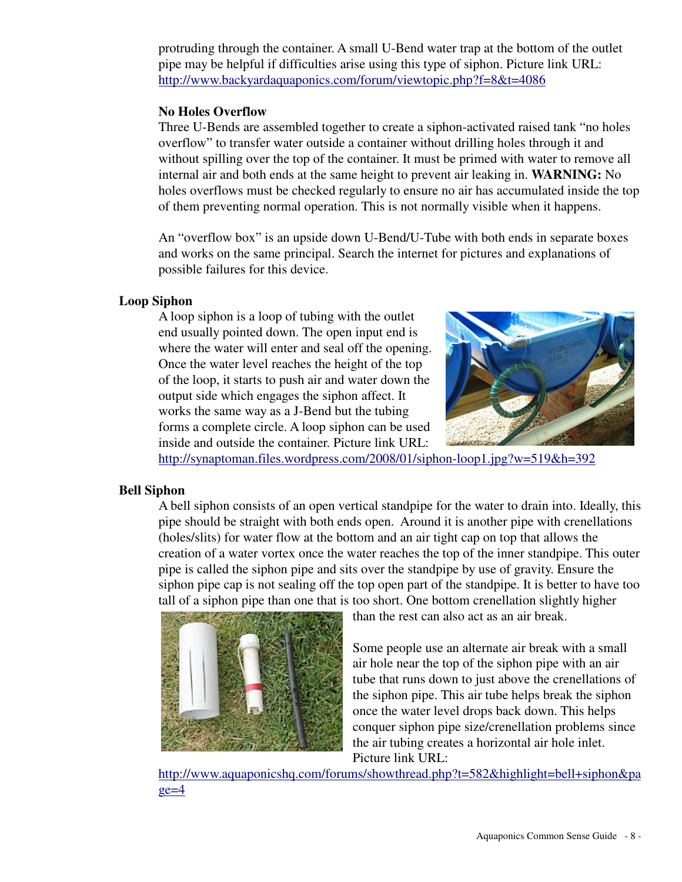protruding through the container. A small U-Bend water trap at the bottom of the outlet pipe may be helpful if difficulties arise using this type of siphon. Picture link URL: http://www.backyardaquaponics.com/forum/viewtopic.php?f=8&t=4086

**No Holes Overflow**

Three U-Bends are assembled together to create a siphon-activated raised tank "no holes overflow" to transfer water outside a container without drilling holes through it and without spilling over the top of the container. It must be primed with water to remove all internal air and both ends at the same height to prevent air leaking in. **WARNING:** No holes overflows must be checked regularly to ensure no air has accumulated inside the top of them preventing normal operation. This is not normally visible when it happens.

An "overflow box" is an upside down U-Bend/U-Tube with both ends in separate boxes and works on the same principal. Search the internet for pictures and explanations of possible failures for this device.

**Loop Siphon**

A loop siphon is a loop of tubing with the outlet end usually pointed down. The open input end is where the water will enter and seal off the opening. Once the water level reaches the height of the top of the loop, it starts to push air and water down the output side which engages the siphon affect. It works the same way as a J-Bend but the tubing forms a complete circle. A loop siphon can be used inside and outside the container. Picture link URL: http://synaptoman.files.wordpress.com/2008/01/siphon-loop1.jpg?w=519&h=392

**Bell Siphon**

A bell siphon consists of an open vertical standpipe for the water to drain into. Ideally, this pipe should be straight with both ends open. Around it is another pipe with crenellations (holes/slits) for water flow at the bottom and an air tight cap on top that allows the creation of a water vortex once the water reaches the top of the inner standpipe. This outer pipe is called the siphon pipe and sits over the standpipe by use of gravity. Ensure the siphon pipe cap is not sealing off the top open part of the standpipe. It is better to have too tall of a siphon pipe than one that is too short. One bottom crenellation slightly higher than the rest can also act as an air break.

Some people use an alternate air break with a small air hole near the top of the siphon pipe with an air tube that runs down to just above the crenellations of the siphon pipe. This air tube helps break the siphon once the water level drops back down. This helps conquer siphon pipe size/crenellation problems since the air tubing creates a horizontal air hole inlet. Picture link URL: http://www.aquaponicshq.com/forums/showthread.php?t=582&highlight=bell+siphon&page=4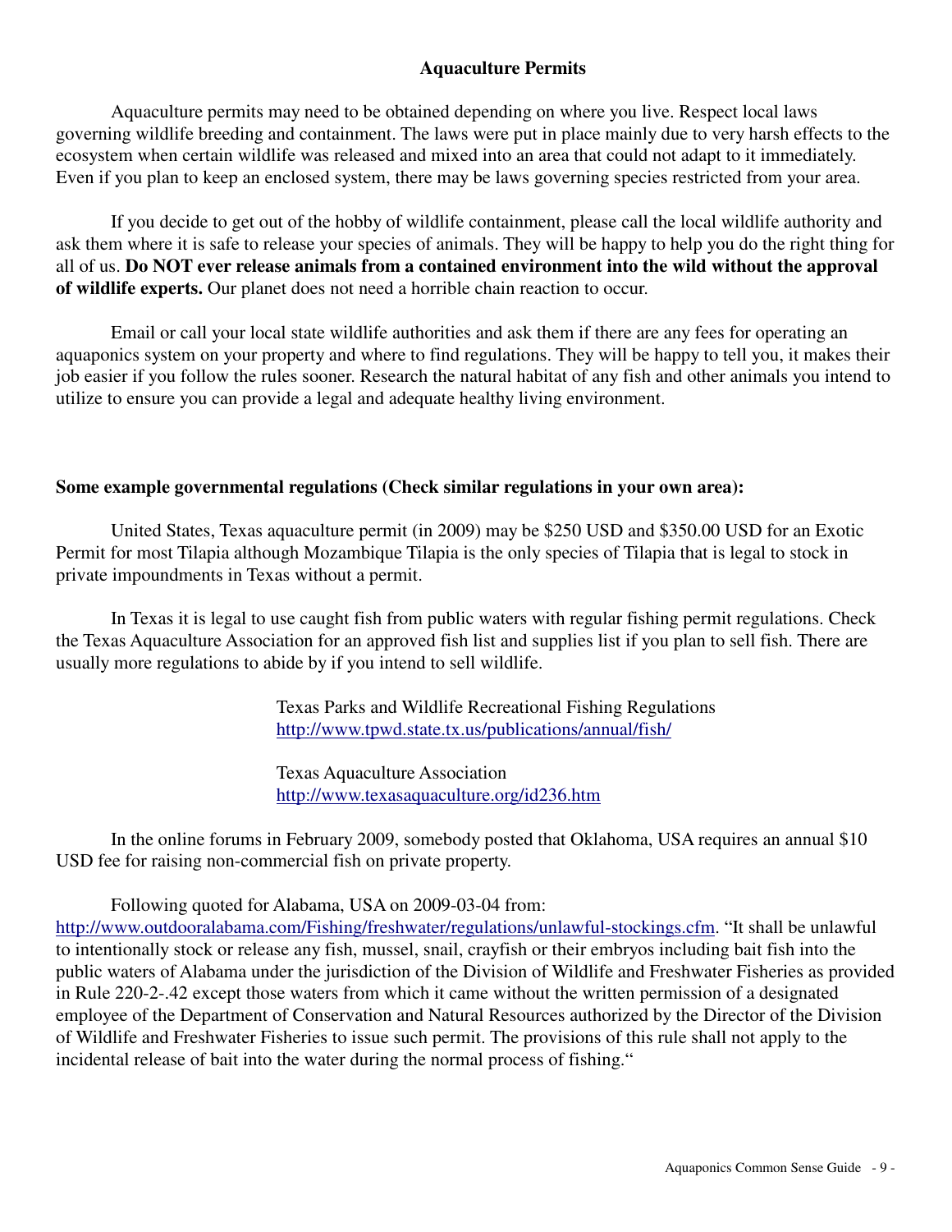## Aquaculture Permits

Aquaculture permits may need to be obtained depending on where you live. Respect local laws governing wildlife breeding and containment. The laws were put in place mainly due to very harsh effects to the ecosystem when certain wildlife was released and mixed into an area that could not adapt to it immediately. Even if you plan to keep an enclosed system, there may be laws governing species restricted from your area.

If you decide to get out of the hobby of wildlife containment, please call the local wildlife authority and ask them where it is safe to release your species of animals. They will be happy to help you do the right thing for all of us. **Do NOT ever release animals from a contained environment into the wild without the approval of wildlife experts.** Our planet does not need a horrible chain reaction to occur.

Email or call your local state wildlife authorities and ask them if there are any fees for operating an aquaponics system on your property and where to find regulations. They will be happy to tell you, it makes their job easier if you follow the rules sooner. Research the natural habitat of any fish and other animals you intend to utilize to ensure you can provide a legal and adequate healthy living environment.

**Some example governmental regulations (Check similar regulations in your own area):**

United States, Texas aquaculture permit (in 2009) may be $250 USD and $350.00 USD for an Exotic Permit for most Tilapia although Mozambique Tilapia is the only species of Tilapia that is legal to stock in private impoundments in Texas without a permit.

In Texas it is legal to use caught fish from public waters with regular fishing permit regulations. Check the Texas Aquaculture Association for an approved fish list and supplies list if you plan to sell fish. There are usually more regulations to abide by if you intend to sell wildlife.

Texas Parks and Wildlife Recreational Fishing Regulations
http://www.tpwd.state.tx.us/publications/annual/fish/

Texas Aquaculture Association
http://www.texasaquaculture.org/id236.htm

In the online forums in February 2009, somebody posted that Oklahoma, USA requires an annual $10 USD fee for raising non-commercial fish on private property.

Following quoted for Alabama, USA on 2009-03-04 from: http://www.outdooralabama.com/Fishing/freshwater/regulations/unlawful-stockings.cfm. "It shall be unlawful to intentionally stock or release any fish, mussel, snail, crayfish or their embryos including bait fish into the public waters of Alabama under the jurisdiction of the Division of Wildlife and Freshwater Fisheries as provided in Rule 220-2-.42 except those waters from which it came without the written permission of a designated employee of the Department of Conservation and Natural Resources authorized by the Director of the Division of Wildlife and Freshwater Fisheries to issue such permit. The provisions of this rule shall not apply to the incidental release of bait into the water during the normal process of fishing."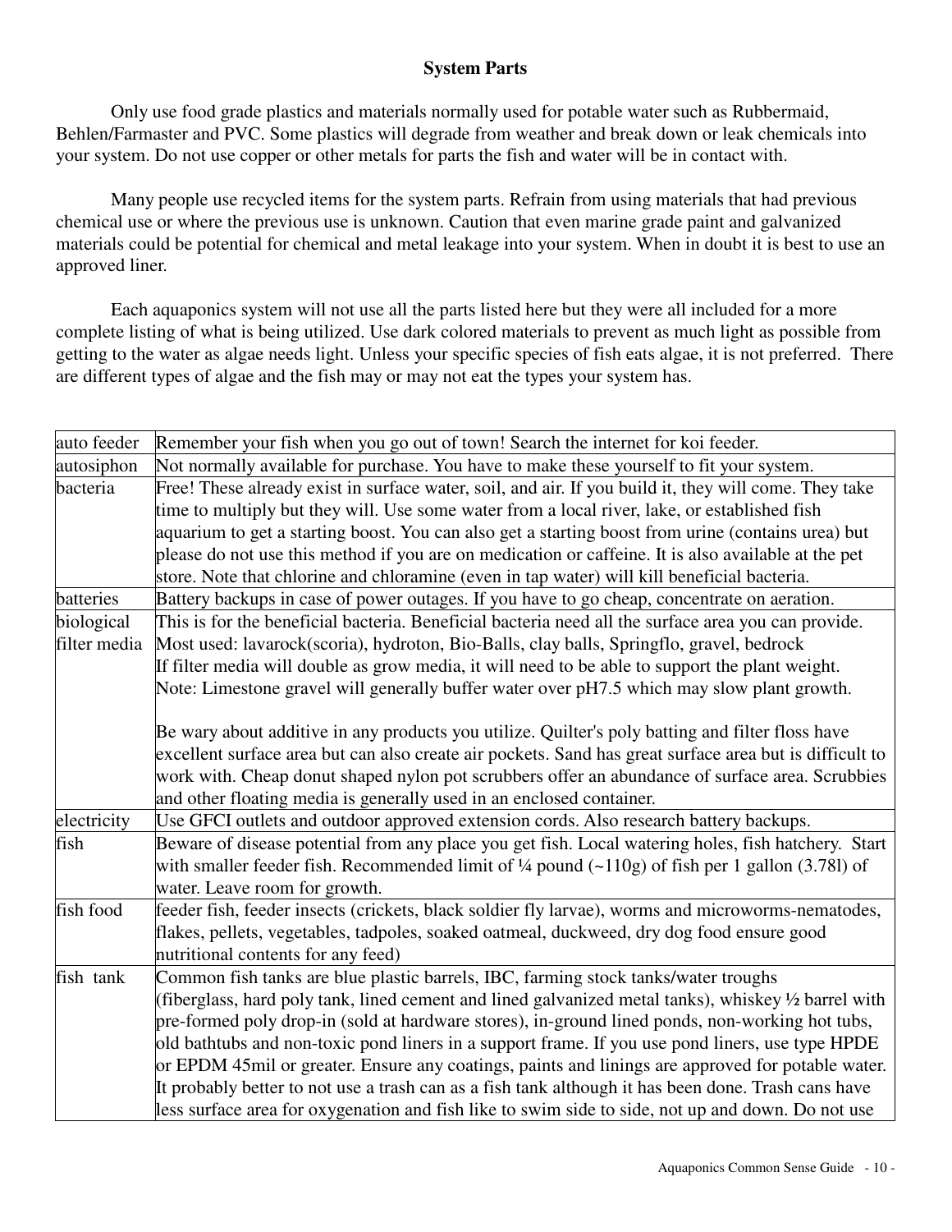## System Parts

Only use food grade plastics and materials normally used for potable water such as Rubbermaid, Behlen/Farmaster and PVC. Some plastics will degrade from weather and break down or leak chemicals into your system. Do not use copper or other metals for parts the fish and water will be in contact with.

Many people use recycled items for the system parts. Refrain from using materials that had previous chemical use or where the previous use is unknown. Caution that even marine grade paint and galvanized materials could be potential for chemical and metal leakage into your system. When in doubt it is best to use an approved liner.

Each aquaponics system will not use all the parts listed here but they were all included for a more complete listing of what is being utilized. Use dark colored materials to prevent as much light as possible from getting to the water as algae needs light. Unless your specific species of fish eats algae, it is not preferred. There are different types of algae and the fish may or may not eat the types your system has.

| | |
|---|---|
| auto feeder | Remember your fish when you go out of town! Search the internet for koi feeder. |
| autosiphon | Not normally available for purchase. You have to make these yourself to fit your system. |
| bacteria | Free! These already exist in surface water, soil, and air. If you build it, they will come. They take time to multiply but they will. Use some water from a local river, lake, or established fish aquarium to get a starting boost. You can also get a starting boost from urine (contains urea) but please do not use this method if you are on medication or caffeine. It is also available at the pet store. Note that chlorine and chloramine (even in tap water) will kill beneficial bacteria. |
| batteries | Battery backups in case of power outages. If you have to go cheap, concentrate on aeration. |
| biological filter media | This is for the beneficial bacteria. Beneficial bacteria need all the surface area you can provide. Most used: lavarock(scoria), hydroton, Bio-Balls, clay balls, Springflo, gravel, bedrock<br>If filter media will double as grow media, it will need to be able to support the plant weight.<br>Note: Limestone gravel will generally buffer water over pH7.5 which may slow plant growth.<br><br>Be wary about additive in any products you utilize. Quilter's poly batting and filter floss have excellent surface area but can also create air pockets. Sand has great surface area but is difficult to work with. Cheap donut shaped nylon pot scrubbers offer an abundance of surface area. Scrubbies and other floating media is generally used in an enclosed container. |
| electricity | Use GFCI outlets and outdoor approved extension cords. Also research battery backups. |
| fish | Beware of disease potential from any place you get fish. Local watering holes, fish hatchery. Start with smaller feeder fish. Recommended limit of ¼ pound (~110g) of fish per 1 gallon (3.78l) of water. Leave room for growth. |
| fish food | feeder fish, feeder insects (crickets, black soldier fly larvae), worms and microworms-nematodes, flakes, pellets, vegetables, tadpoles, soaked oatmeal, duckweed, dry dog food ensure good nutritional contents for any feed) |
| fish tank | Common fish tanks are blue plastic barrels, IBC, farming stock tanks/water troughs (fiberglass, hard poly tank, lined cement and lined galvanized metal tanks), whiskey ½ barrel with pre-formed poly drop-in (sold at hardware stores), in-ground lined ponds, non-working hot tubs, old bathtubs and non-toxic pond liners in a support frame. If you use pond liners, use type HPDE or EPDM 45mil or greater. Ensure any coatings, paints and linings are approved for potable water. It probably better to not use a trash can as a fish tank although it has been done. Trash cans have less surface area for oxygenation and fish like to swim side to side, not up and down. Do not use |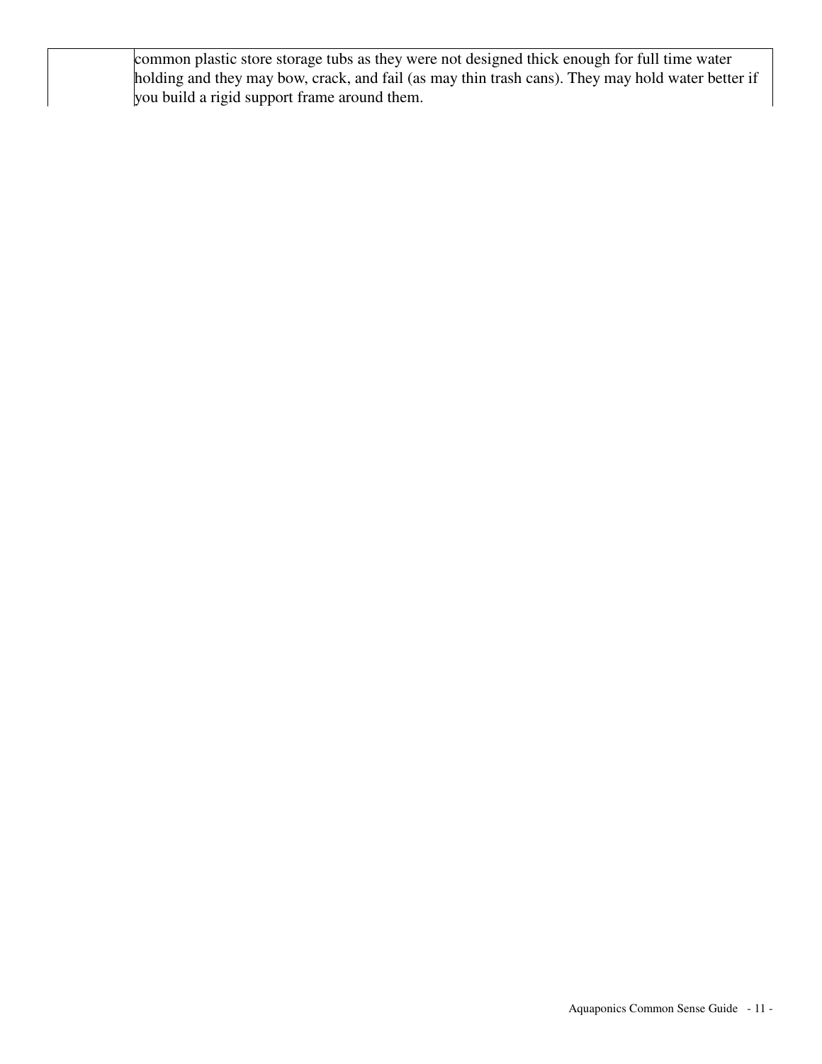|  | common plastic store storage tubs as they were not designed thick enough for full time water holding and they may bow, crack, and fail (as may thin trash cans). They may hold water better if you build a rigid support frame around them. |
| --- | --- |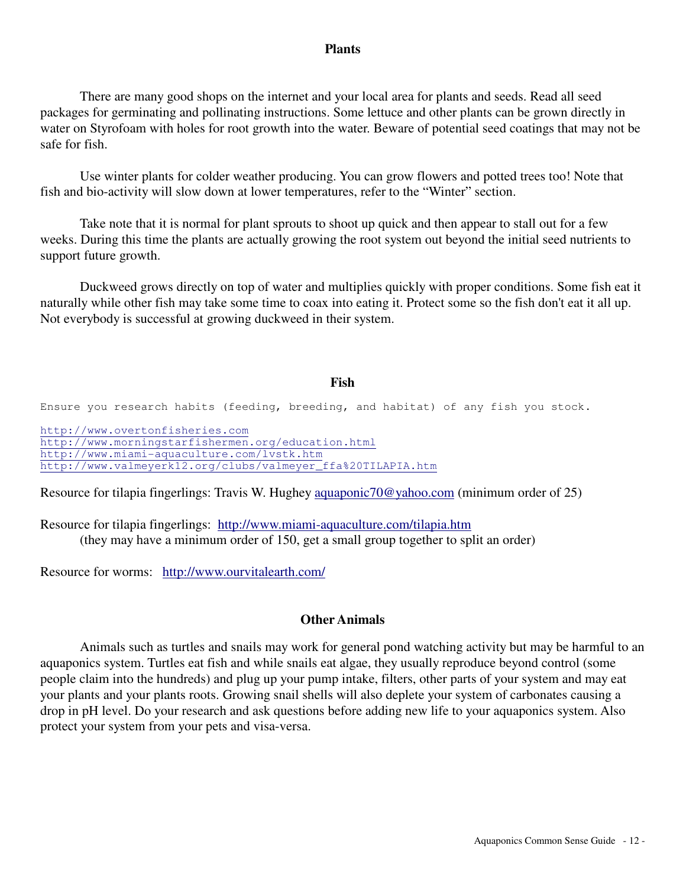## Plants

There are many good shops on the internet and your local area for plants and seeds. Read all seed packages for germinating and pollinating instructions. Some lettuce and other plants can be grown directly in water on Styrofoam with holes for root growth into the water. Beware of potential seed coatings that may not be safe for fish.

Use winter plants for colder weather producing. You can grow flowers and potted trees too! Note that fish and bio-activity will slow down at lower temperatures, refer to the "Winter" section.

Take note that it is normal for plant sprouts to shoot up quick and then appear to stall out for a few weeks. During this time the plants are actually growing the root system out beyond the initial seed nutrients to support future growth.

Duckweed grows directly on top of water and multiplies quickly with proper conditions. Some fish eat it naturally while other fish may take some time to coax into eating it. Protect some so the fish don't eat it all up. Not everybody is successful at growing duckweed in their system.

## Fish

Ensure you research habits (feeding, breeding, and habitat) of any fish you stock.

http://www.overtonfisheries.com
http://www.morningstarfishermen.org/education.html
http://www.miami-aquaculture.com/lvstk.htm
http://www.valmeyerk12.org/clubs/valmeyer_ffa%20TILAPIA.htm

Resource for tilapia fingerlings: Travis W. Hughey aquaponic70@yahoo.com (minimum order of 25)

Resource for tilapia fingerlings: http://www.miami-aquaculture.com/tilapia.htm
(they may have a minimum order of 150, get a small group together to split an order)

Resource for worms: http://www.ourvitalearth.com/

## Other Animals

Animals such as turtles and snails may work for general pond watching activity but may be harmful to an aquaponics system. Turtles eat fish and while snails eat algae, they usually reproduce beyond control (some people claim into the hundreds) and plug up your pump intake, filters, other parts of your system and may eat your plants and your plants roots. Growing snail shells will also deplete your system of carbonates causing a drop in pH level. Do your research and ask questions before adding new life to your aquaponics system. Also protect your system from your pets and visa-versa.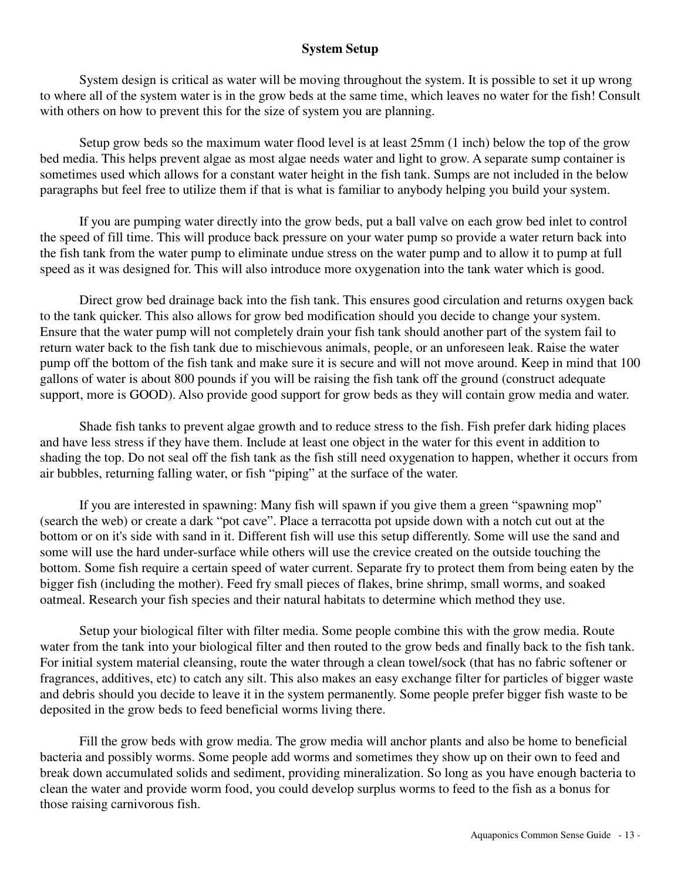## System Setup

System design is critical as water will be moving throughout the system. It is possible to set it up wrong to where all of the system water is in the grow beds at the same time, which leaves no water for the fish! Consult with others on how to prevent this for the size of system you are planning.

Setup grow beds so the maximum water flood level is at least 25mm (1 inch) below the top of the grow bed media. This helps prevent algae as most algae needs water and light to grow. A separate sump container is sometimes used which allows for a constant water height in the fish tank. Sumps are not included in the below paragraphs but feel free to utilize them if that is what is familiar to anybody helping you build your system.

If you are pumping water directly into the grow beds, put a ball valve on each grow bed inlet to control the speed of fill time. This will produce back pressure on your water pump so provide a water return back into the fish tank from the water pump to eliminate undue stress on the water pump and to allow it to pump at full speed as it was designed for. This will also introduce more oxygenation into the tank water which is good.

Direct grow bed drainage back into the fish tank. This ensures good circulation and returns oxygen back to the tank quicker. This also allows for grow bed modification should you decide to change your system. Ensure that the water pump will not completely drain your fish tank should another part of the system fail to return water back to the fish tank due to mischievous animals, people, or an unforeseen leak. Raise the water pump off the bottom of the fish tank and make sure it is secure and will not move around. Keep in mind that 100 gallons of water is about 800 pounds if you will be raising the fish tank off the ground (construct adequate support, more is GOOD). Also provide good support for grow beds as they will contain grow media and water.

Shade fish tanks to prevent algae growth and to reduce stress to the fish. Fish prefer dark hiding places and have less stress if they have them. Include at least one object in the water for this event in addition to shading the top. Do not seal off the fish tank as the fish still need oxygenation to happen, whether it occurs from air bubbles, returning falling water, or fish "piping" at the surface of the water.

If you are interested in spawning: Many fish will spawn if you give them a green "spawning mop" (search the web) or create a dark "pot cave". Place a terracotta pot upside down with a notch cut out at the bottom or on it's side with sand in it. Different fish will use this setup differently. Some will use the sand and some will use the hard under-surface while others will use the crevice created on the outside touching the bottom. Some fish require a certain speed of water current. Separate fry to protect them from being eaten by the bigger fish (including the mother). Feed fry small pieces of flakes, brine shrimp, small worms, and soaked oatmeal. Research your fish species and their natural habitats to determine which method they use.

Setup your biological filter with filter media. Some people combine this with the grow media. Route water from the tank into your biological filter and then routed to the grow beds and finally back to the fish tank. For initial system material cleansing, route the water through a clean towel/sock (that has no fabric softener or fragrances, additives, etc) to catch any silt. This also makes an easy exchange filter for particles of bigger waste and debris should you decide to leave it in the system permanently. Some people prefer bigger fish waste to be deposited in the grow beds to feed beneficial worms living there.

Fill the grow beds with grow media. The grow media will anchor plants and also be home to beneficial bacteria and possibly worms. Some people add worms and sometimes they show up on their own to feed and break down accumulated solids and sediment, providing mineralization. So long as you have enough bacteria to clean the water and provide worm food, you could develop surplus worms to feed to the fish as a bonus for those raising carnivorous fish.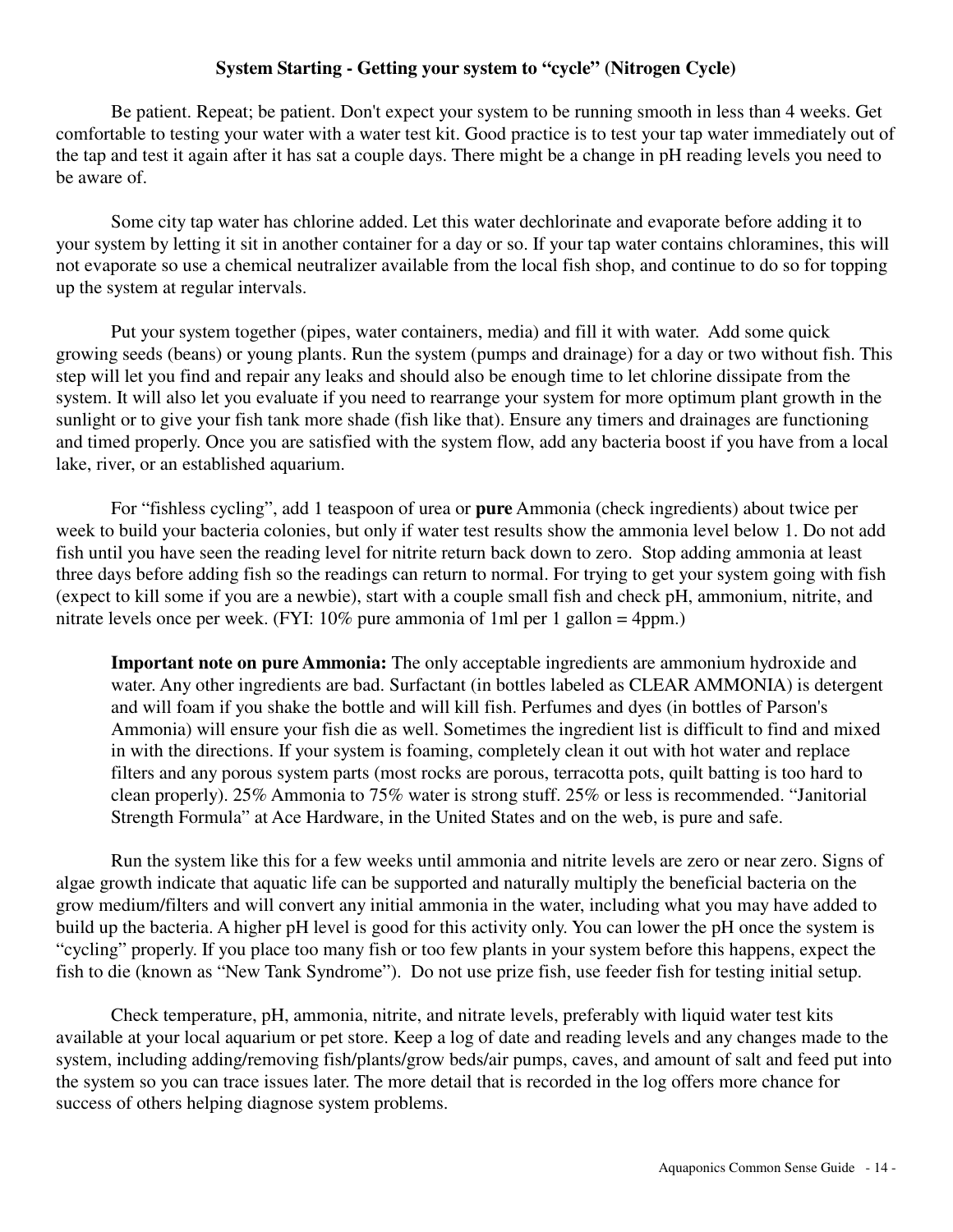## System Starting - Getting your system to "cycle" (Nitrogen Cycle)

Be patient. Repeat; be patient. Don't expect your system to be running smooth in less than 4 weeks. Get comfortable to testing your water with a water test kit. Good practice is to test your tap water immediately out of the tap and test it again after it has sat a couple days. There might be a change in pH reading levels you need to be aware of.

Some city tap water has chlorine added. Let this water dechlorinate and evaporate before adding it to your system by letting it sit in another container for a day or so. If your tap water contains chloramines, this will not evaporate so use a chemical neutralizer available from the local fish shop, and continue to do so for topping up the system at regular intervals.

Put your system together (pipes, water containers, media) and fill it with water. Add some quick growing seeds (beans) or young plants. Run the system (pumps and drainage) for a day or two without fish. This step will let you find and repair any leaks and should also be enough time to let chlorine dissipate from the system. It will also let you evaluate if you need to rearrange your system for more optimum plant growth in the sunlight or to give your fish tank more shade (fish like that). Ensure any timers and drainages are functioning and timed properly. Once you are satisfied with the system flow, add any bacteria boost if you have from a local lake, river, or an established aquarium.

For "fishless cycling", add 1 teaspoon of urea or **pure** Ammonia (check ingredients) about twice per week to build your bacteria colonies, but only if water test results show the ammonia level below 1. Do not add fish until you have seen the reading level for nitrite return back down to zero. Stop adding ammonia at least three days before adding fish so the readings can return to normal. For trying to get your system going with fish (expect to kill some if you are a newbie), start with a couple small fish and check pH, ammonium, nitrite, and nitrate levels once per week. (FYI: 10% pure ammonia of 1ml per 1 gallon = 4ppm.)

> **Important note on pure Ammonia:** The only acceptable ingredients are ammonium hydroxide and water. Any other ingredients are bad. Surfactant (in bottles labeled as CLEAR AMMONIA) is detergent and will foam if you shake the bottle and will kill fish. Perfumes and dyes (in bottles of Parson's Ammonia) will ensure your fish die as well. Sometimes the ingredient list is difficult to find and mixed in with the directions. If your system is foaming, completely clean it out with hot water and replace filters and any porous system parts (most rocks are porous, terracotta pots, quilt batting is too hard to clean properly). 25% Ammonia to 75% water is strong stuff. 25% or less is recommended. "Janitorial Strength Formula" at Ace Hardware, in the United States and on the web, is pure and safe.

Run the system like this for a few weeks until ammonia and nitrite levels are zero or near zero. Signs of algae growth indicate that aquatic life can be supported and naturally multiply the beneficial bacteria on the grow medium/filters and will convert any initial ammonia in the water, including what you may have added to build up the bacteria. A higher pH level is good for this activity only. You can lower the pH once the system is "cycling" properly. If you place too many fish or too few plants in your system before this happens, expect the fish to die (known as "New Tank Syndrome"). Do not use prize fish, use feeder fish for testing initial setup.

Check temperature, pH, ammonia, nitrite, and nitrate levels, preferably with liquid water test kits available at your local aquarium or pet store. Keep a log of date and reading levels and any changes made to the system, including adding/removing fish/plants/grow beds/air pumps, caves, and amount of salt and feed put into the system so you can trace issues later. The more detail that is recorded in the log offers more chance for success of others helping diagnose system problems.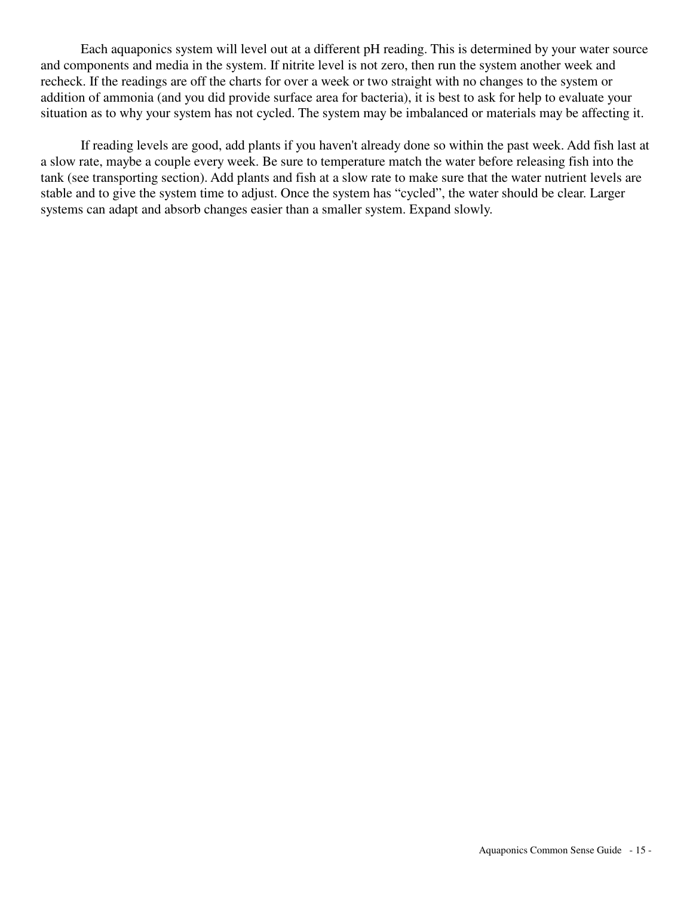Each aquaponics system will level out at a different pH reading. This is determined by your water source and components and media in the system. If nitrite level is not zero, then run the system another week and recheck. If the readings are off the charts for over a week or two straight with no changes to the system or addition of ammonia (and you did provide surface area for bacteria), it is best to ask for help to evaluate your situation as to why your system has not cycled. The system may be imbalanced or materials may be affecting it.

If reading levels are good, add plants if you haven't already done so within the past week. Add fish last at a slow rate, maybe a couple every week. Be sure to temperature match the water before releasing fish into the tank (see transporting section). Add plants and fish at a slow rate to make sure that the water nutrient levels are stable and to give the system time to adjust. Once the system has “cycled”, the water should be clear. Larger systems can adapt and absorb changes easier than a smaller system. Expand slowly.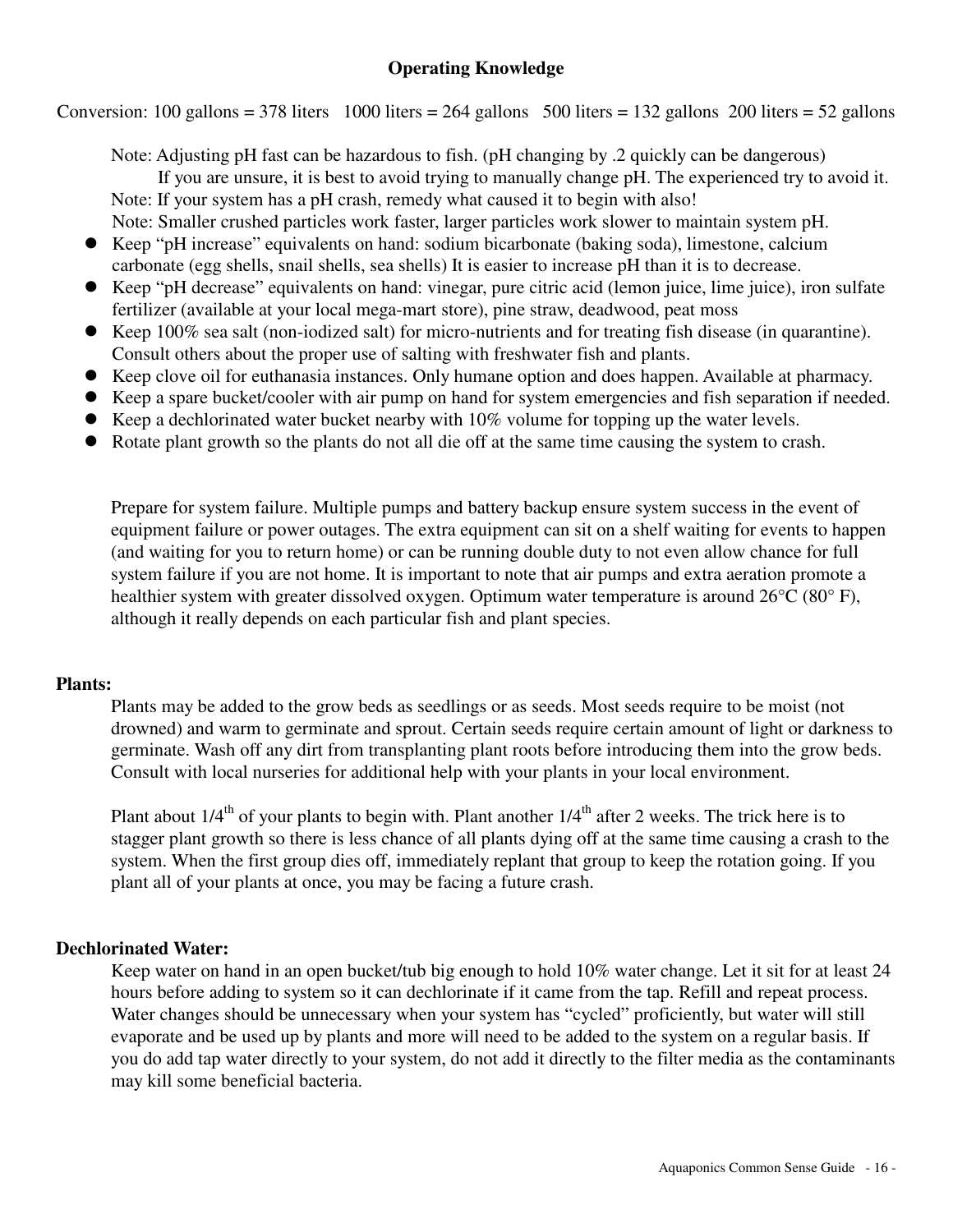## Operating Knowledge

Conversion: 100 gallons = 378 liters   1000 liters = 264 gallons   500 liters = 132 gallons   200 liters = 52 gallons

Note: Adjusting pH fast can be hazardous to fish. (pH changing by .2 quickly can be dangerous)
If you are unsure, it is best to avoid trying to manually change pH. The experienced try to avoid it.
Note: If your system has a pH crash, remedy what caused it to begin with also!
Note: Smaller crushed particles work faster, larger particles work slower to maintain system pH.

- Keep "pH increase" equivalents on hand: sodium bicarbonate (baking soda), limestone, calcium carbonate (egg shells, snail shells, sea shells) It is easier to increase pH than it is to decrease.
- Keep "pH decrease" equivalents on hand: vinegar, pure citric acid (lemon juice, lime juice), iron sulfate fertilizer (available at your local mega-mart store), pine straw, deadwood, peat moss
- Keep 100% sea salt (non-iodized salt) for micro-nutrients and for treating fish disease (in quarantine). Consult others about the proper use of salting with freshwater fish and plants.
- Keep clove oil for euthanasia instances. Only humane option and does happen. Available at pharmacy.
- Keep a spare bucket/cooler with air pump on hand for system emergencies and fish separation if needed.
- Keep a dechlorinated water bucket nearby with 10% volume for topping up the water levels.
- Rotate plant growth so the plants do not all die off at the same time causing the system to crash.

Prepare for system failure. Multiple pumps and battery backup ensure system success in the event of equipment failure or power outages. The extra equipment can sit on a shelf waiting for events to happen (and waiting for you to return home) or can be running double duty to not even allow chance for full system failure if you are not home. It is important to note that air pumps and extra aeration promote a healthier system with greater dissolved oxygen. Optimum water temperature is around 26°C (80° F), although it really depends on each particular fish and plant species.

### Plants:

Plants may be added to the grow beds as seedlings or as seeds. Most seeds require to be moist (not drowned) and warm to germinate and sprout. Certain seeds require certain amount of light or darkness to germinate. Wash off any dirt from transplanting plant roots before introducing them into the grow beds. Consult with local nurseries for additional help with your plants in your local environment.

Plant about 1/4th of your plants to begin with. Plant another 1/4th after 2 weeks. The trick here is to stagger plant growth so there is less chance of all plants dying off at the same time causing a crash to the system. When the first group dies off, immediately replant that group to keep the rotation going. If you plant all of your plants at once, you may be facing a future crash.

### Dechlorinated Water:

Keep water on hand in an open bucket/tub big enough to hold 10% water change. Let it sit for at least 24 hours before adding to system so it can dechlorinate if it came from the tap. Refill and repeat process. Water changes should be unnecessary when your system has "cycled" proficiently, but water will still evaporate and be used up by plants and more will need to be added to the system on a regular basis. If you do add tap water directly to your system, do not add it directly to the filter media as the contaminants may kill some beneficial bacteria.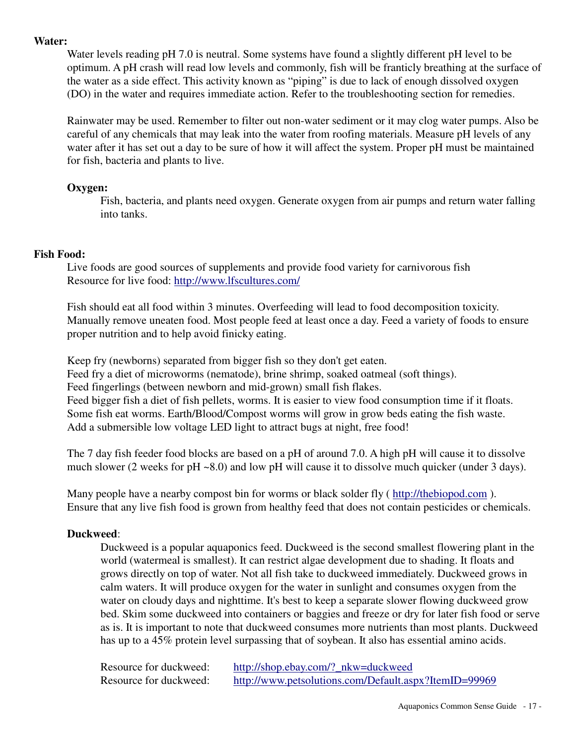**Water:**

Water levels reading pH 7.0 is neutral. Some systems have found a slightly different pH level to be optimum. A pH crash will read low levels and commonly, fish will be franticly breathing at the surface of the water as a side effect. This activity known as "piping" is due to lack of enough dissolved oxygen (DO) in the water and requires immediate action. Refer to the troubleshooting section for remedies.

Rainwater may be used. Remember to filter out non-water sediment or it may clog water pumps. Also be careful of any chemicals that may leak into the water from roofing materials. Measure pH levels of any water after it has set out a day to be sure of how it will affect the system. Proper pH must be maintained for fish, bacteria and plants to live.

**Oxygen:**

Fish, bacteria, and plants need oxygen. Generate oxygen from air pumps and return water falling into tanks.

**Fish Food:**

Live foods are good sources of supplements and provide food variety for carnivorous fish
Resource for live food: http://www.lfscultures.com/

Fish should eat all food within 3 minutes. Overfeeding will lead to food decomposition toxicity. Manually remove uneaten food. Most people feed at least once a day. Feed a variety of foods to ensure proper nutrition and to help avoid finicky eating.

Keep fry (newborns) separated from bigger fish so they don't get eaten.
Feed fry a diet of microworms (nematode), brine shrimp, soaked oatmeal (soft things).
Feed fingerlings (between newborn and mid-grown) small fish flakes.
Feed bigger fish a diet of fish pellets, worms. It is easier to view food consumption time if it floats.
Some fish eat worms. Earth/Blood/Compost worms will grow in grow beds eating the fish waste.
Add a submersible low voltage LED light to attract bugs at night, free food!

The 7 day fish feeder food blocks are based on a pH of around 7.0. A high pH will cause it to dissolve much slower (2 weeks for pH ~8.0) and low pH will cause it to dissolve much quicker (under 3 days).

Many people have a nearby compost bin for worms or black solder fly ( http://thebiopod.com ).
Ensure that any live fish food is grown from healthy feed that does not contain pesticides or chemicals.

**Duckweed**:

Duckweed is a popular aquaponics feed. Duckweed is the second smallest flowering plant in the world (watermeal is smallest). It can restrict algae development due to shading. It floats and grows directly on top of water. Not all fish take to duckweed immediately. Duckweed grows in calm waters. It will produce oxygen for the water in sunlight and consumes oxygen from the water on cloudy days and nighttime. It's best to keep a separate slower flowing duckweed grow bed. Skim some duckweed into containers or baggies and freeze or dry for later fish food or serve as is. It is important to note that duckweed consumes more nutrients than most plants. Duckweed has up to a 45% protein level surpassing that of soybean. It also has essential amino acids.

Resource for duckweed: http://shop.ebay.com/?_nkw=duckweed
Resource for duckweed: http://www.petsolutions.com/Default.aspx?ItemID=99969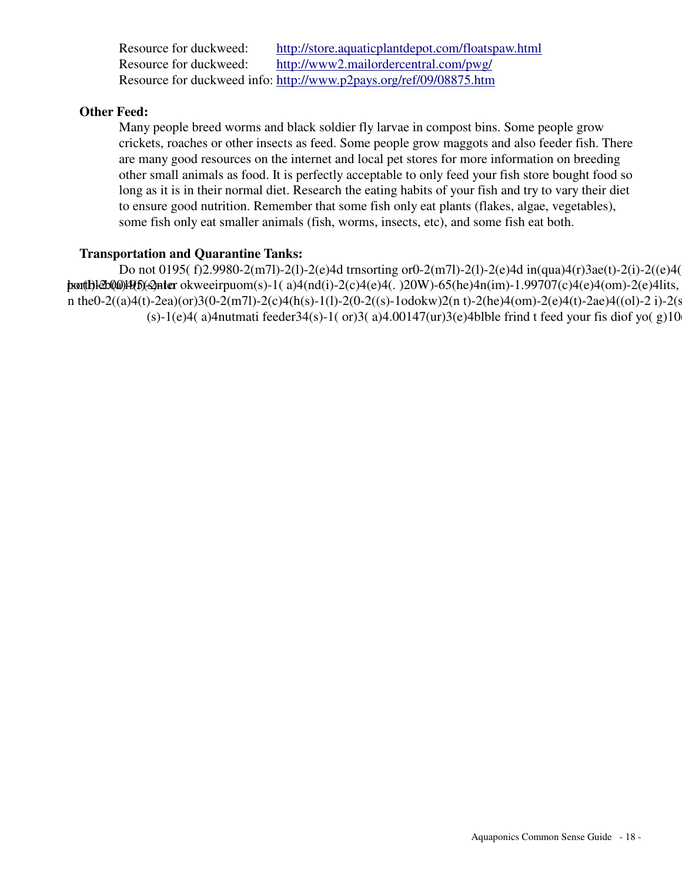Resource for duckweed: http://store.aquaticplantdepot.com/floatspaw.html
Resource for duckweed: http://www2.mailordercentral.com/pwg/
Resource for duckweed info: http://www.p2pays.org/ref/09/08875.htm

**Other Feed:**

Many people breed worms and black soldier fly larvae in compost bins. Some people grow crickets, roaches or other insects as feed. Some people grow maggots and also feeder fish. There are many good resources on the internet and local pet stores for more information on breeding other small animals as food. It is perfectly acceptable to only feed your fish store bought food so long as it is in their normal diet. Research the eating habits of your fish and try to vary their diet to ensure good nutrition. Remember that some fish only eat plants (flakes, algae, vegetables), some fish only eat smaller animals (fish, worms, insects, etc), and some fish eat both.

**Transportation and Quarantine Tanks:**

Do not 0195( f)2.9980-2(m7l)-2(l)-2(e)4d trnsorting or0-2(m7l)-2(l)-2(e)4d in(qua)4(r)3ae(t)-2(i)-2((e)4(
both-2(0)495(-2nter okweeirpuom(s)-1( a)4(nd(i)-2(c)4(e)4(. )20W)-65(he)4n(im)-1.99707(c)4(e)4(om)-2(e)4lits,
n the0-2((a)4(t)-2ea)(or)3(0-2(m7l)-2(c)4(h(s)-1(l)-2(0-2((s)-1odokw)2(n t)-2(he)4(om)-2(e)4(t)-2ae)4((ol)-2 i)-2(s
(s)-1(e)4( a)4nutmati feeder34(s)-1( or)3( a)4.00147(ur)3(e)4blble frind t feed your fis diof yo( g)10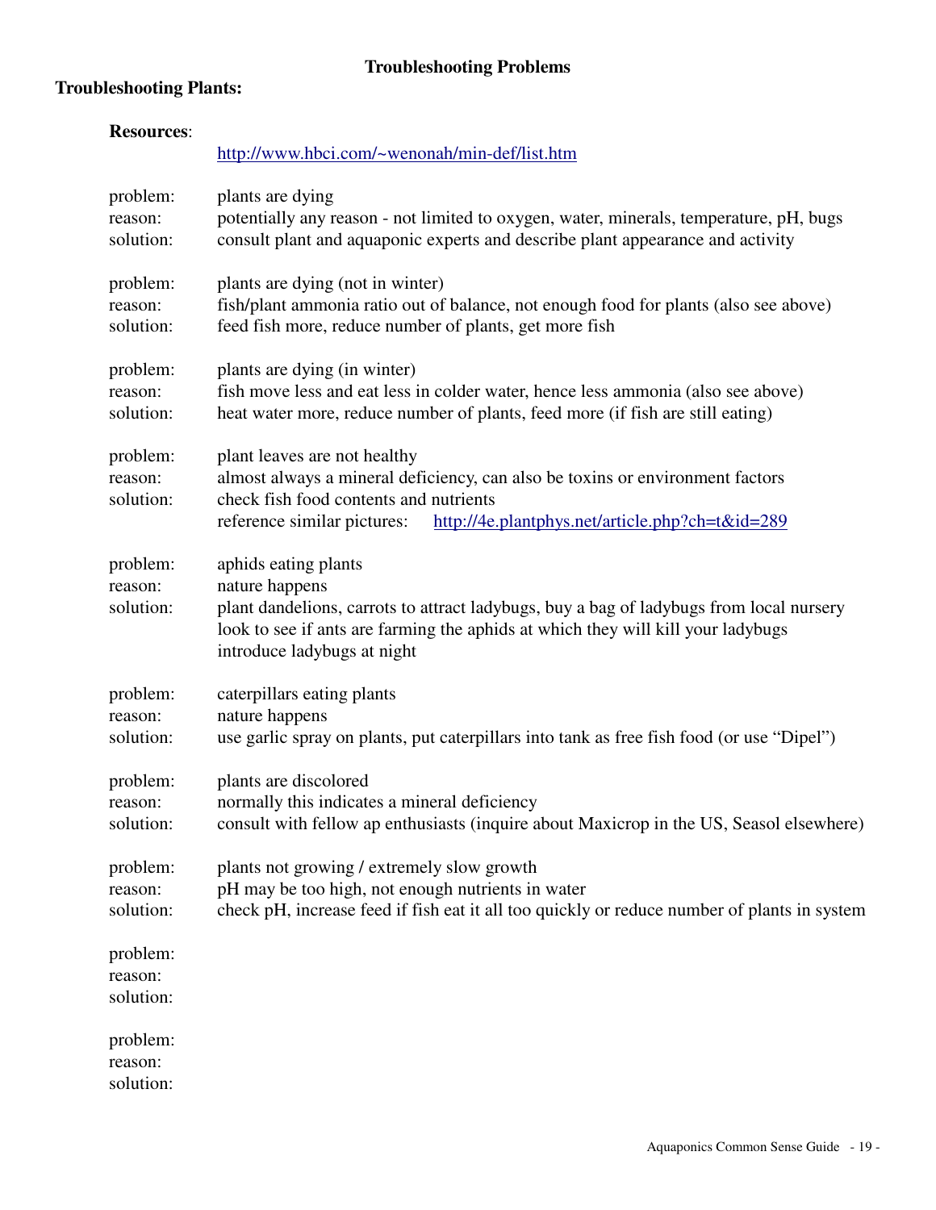## Troubleshooting Problems

### Troubleshooting Plants:

**Resources**:

http://www.hbci.com/~wenonah/min-def/list.htm

problem: plants are dying
reason: potentially any reason - not limited to oxygen, water, minerals, temperature, pH, bugs
solution: consult plant and aquaponic experts and describe plant appearance and activity

problem: plants are dying (not in winter)
reason: fish/plant ammonia ratio out of balance, not enough food for plants (also see above)
solution: feed fish more, reduce number of plants, get more fish

problem: plants are dying (in winter)
reason: fish move less and eat less in colder water, hence less ammonia (also see above)
solution: heat water more, reduce number of plants, feed more (if fish are still eating)

problem: plant leaves are not healthy
reason: almost always a mineral deficiency, can also be toxins or environment factors
solution: check fish food contents and nutrients
reference similar pictures: http://4e.plantphys.net/article.php?ch=t&id=289

problem: aphids eating plants
reason: nature happens
solution: plant dandelions, carrots to attract ladybugs, buy a bag of ladybugs from local nursery
look to see if ants are farming the aphids at which they will kill your ladybugs
introduce ladybugs at night

problem: caterpillars eating plants
reason: nature happens
solution: use garlic spray on plants, put caterpillars into tank as free fish food (or use "Dipel")

problem: plants are discolored
reason: normally this indicates a mineral deficiency
solution: consult with fellow ap enthusiasts (inquire about Maxicrop in the US, Seasol elsewhere)

problem: plants not growing / extremely slow growth
reason: pH may be too high, not enough nutrients in water
solution: check pH, increase feed if fish eat it all too quickly or reduce number of plants in system

problem:
reason:
solution:

problem:
reason:
solution: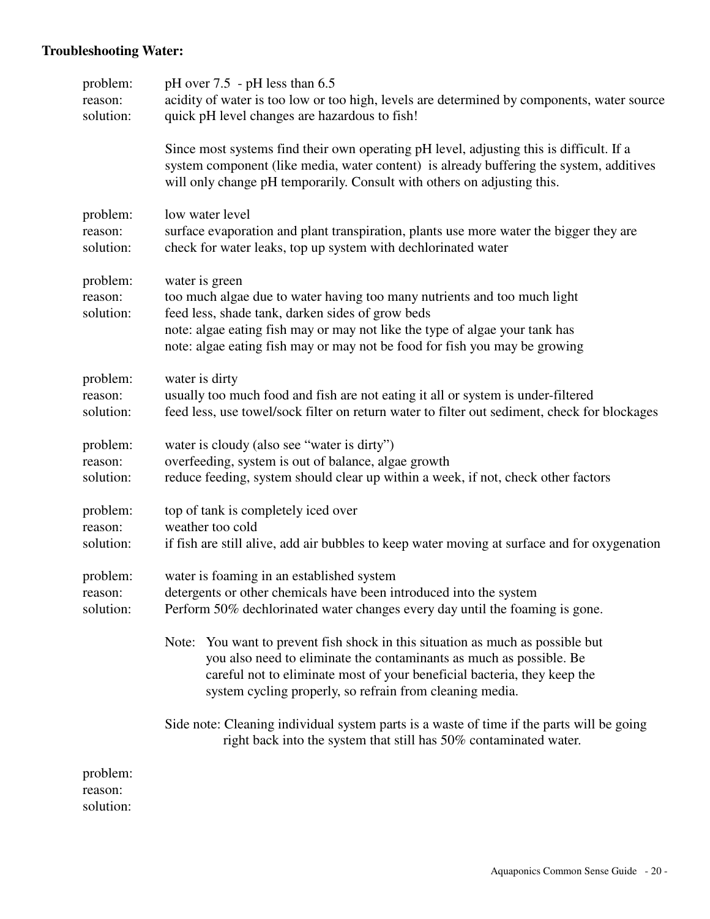**Troubleshooting Water:**

problem: pH over 7.5 - pH less than 6.5
reason: acidity of water is too low or too high, levels are determined by components, water source
solution: quick pH level changes are hazardous to fish!

Since most systems find their own operating pH level, adjusting this is difficult. If a system component (like media, water content) is already buffering the system, additives will only change pH temporarily. Consult with others on adjusting this.

problem: low water level
reason: surface evaporation and plant transpiration, plants use more water the bigger they are
solution: check for water leaks, top up system with dechlorinated water

problem: water is green
reason: too much algae due to water having too many nutrients and too much light
solution: feed less, shade tank, darken sides of grow beds
note: algae eating fish may or may not like the type of algae your tank has
note: algae eating fish may or may not be food for fish you may be growing

problem: water is dirty
reason: usually too much food and fish are not eating it all or system is under-filtered
solution: feed less, use towel/sock filter on return water to filter out sediment, check for blockages

problem: water is cloudy (also see "water is dirty")
reason: overfeeding, system is out of balance, algae growth
solution: reduce feeding, system should clear up within a week, if not, check other factors

problem: top of tank is completely iced over
reason: weather too cold
solution: if fish are still alive, add air bubbles to keep water moving at surface and for oxygenation

problem: water is foaming in an established system
reason: detergents or other chemicals have been introduced into the system
solution: Perform 50% dechlorinated water changes every day until the foaming is gone.

Note: You want to prevent fish shock in this situation as much as possible but you also need to eliminate the contaminants as much as possible. Be careful not to eliminate most of your beneficial bacteria, they keep the system cycling properly, so refrain from cleaning media.

Side note: Cleaning individual system parts is a waste of time if the parts will be going right back into the system that still has 50% contaminated water.

problem:
reason:
solution: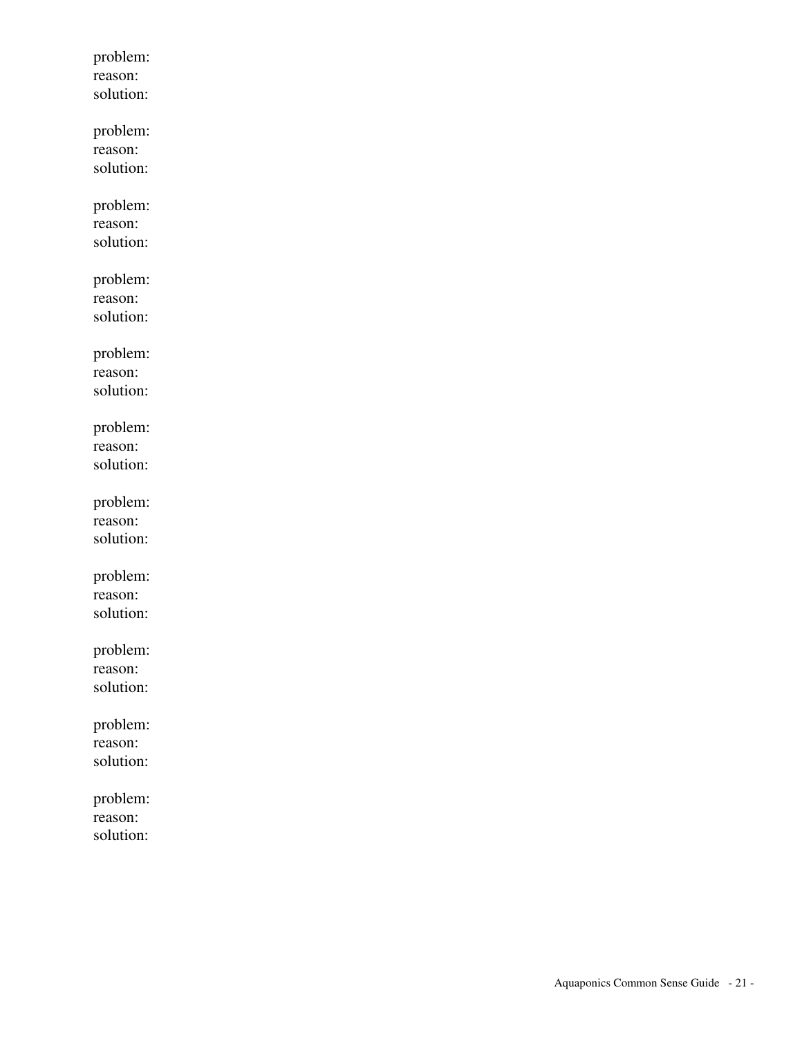problem:
reason:
solution:

problem:
reason:
solution:

problem:
reason:
solution:

problem:
reason:
solution:

problem:
reason:
solution:

problem:
reason:
solution:

problem:
reason:
solution:

problem:
reason:
solution:

problem:
reason:
solution:

problem:
reason:
solution:

problem:
reason:
solution: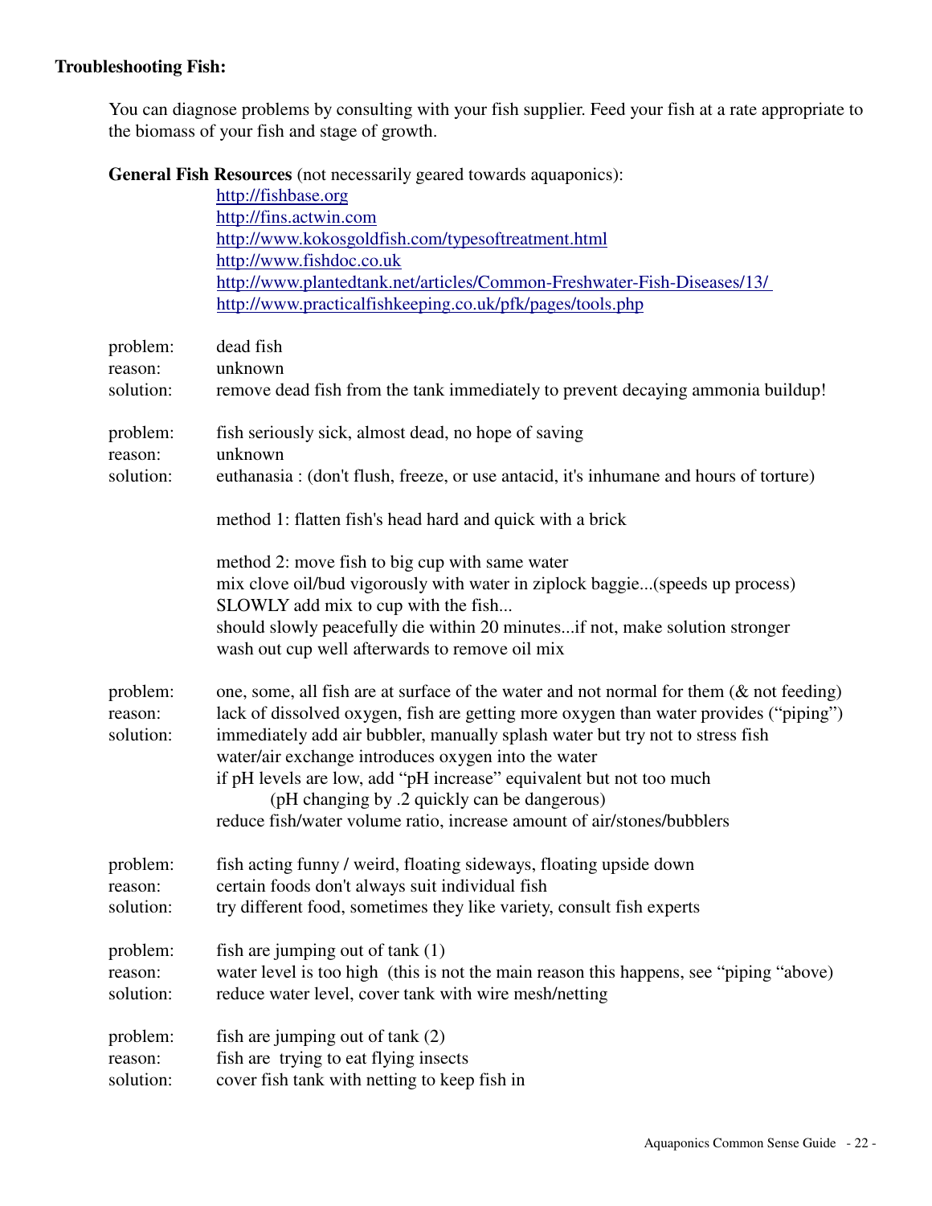**Troubleshooting Fish:**

You can diagnose problems by consulting with your fish supplier. Feed your fish at a rate appropriate to the biomass of your fish and stage of growth.

**General Fish Resources** (not necessarily geared towards aquaponics):

- http://fishbase.org
- http://fins.actwin.com
- http://www.kokosgoldfish.com/typesoftreatment.html
- http://www.fishdoc.co.uk
- http://www.plantedtank.net/articles/Common-Freshwater-Fish-Diseases/13/
- http://www.practicalfishkeeping.co.uk/pfk/pages/tools.php

problem: dead fish
reason: unknown
solution: remove dead fish from the tank immediately to prevent decaying ammonia buildup!

problem: fish seriously sick, almost dead, no hope of saving
reason: unknown
solution: euthanasia : (don't flush, freeze, or use antacid, it's inhumane and hours of torture)

method 1: flatten fish's head hard and quick with a brick

method 2: move fish to big cup with same water
mix clove oil/bud vigorously with water in ziplock baggie...(speeds up process)
SLOWLY add mix to cup with the fish...
should slowly peacefully die within 20 minutes...if not, make solution stronger
wash out cup well afterwards to remove oil mix

problem: one, some, all fish are at surface of the water and not normal for them (& not feeding)
reason: lack of dissolved oxygen, fish are getting more oxygen than water provides ("piping")
solution: immediately add air bubbler, manually splash water but try not to stress fish
water/air exchange introduces oxygen into the water
if pH levels are low, add "pH increase" equivalent but not too much
(pH changing by .2 quickly can be dangerous)
reduce fish/water volume ratio, increase amount of air/stones/bubblers

problem: fish acting funny / weird, floating sideways, floating upside down
reason: certain foods don't always suit individual fish
solution: try different food, sometimes they like variety, consult fish experts

problem: fish are jumping out of tank (1)
reason: water level is too high (this is not the main reason this happens, see "piping "above)
solution: reduce water level, cover tank with wire mesh/netting

problem: fish are jumping out of tank (2)
reason: fish are trying to eat flying insects
solution: cover fish tank with netting to keep fish in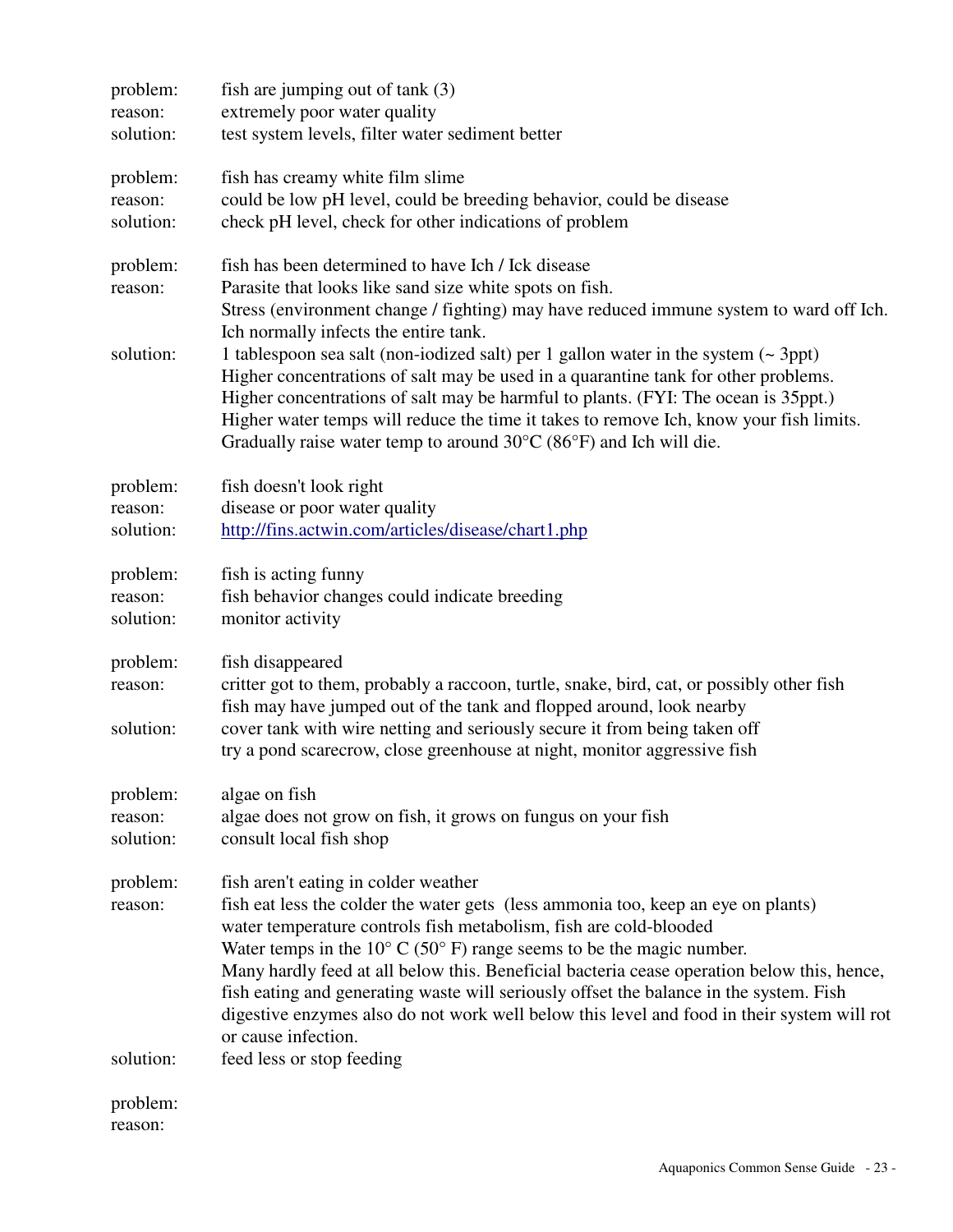problem: fish are jumping out of tank (3)
reason: extremely poor water quality
solution: test system levels, filter water sediment better

problem: fish has creamy white film slime
reason: could be low pH level, could be breeding behavior, could be disease
solution: check pH level, check for other indications of problem

problem: fish has been determined to have Ich / Ick disease
reason: Parasite that looks like sand size white spots on fish.
Stress (environment change / fighting) may have reduced immune system to ward off Ich.
Ich normally infects the entire tank.
solution: 1 tablespoon sea salt (non-iodized salt) per 1 gallon water in the system (~ 3ppt)
Higher concentrations of salt may be used in a quarantine tank for other problems.
Higher concentrations of salt may be harmful to plants. (FYI: The ocean is 35ppt.)
Higher water temps will reduce the time it takes to remove Ich, know your fish limits.
Gradually raise water temp to around 30°C (86°F) and Ich will die.

problem: fish doesn't look right
reason: disease or poor water quality
solution: http://fins.actwin.com/articles/disease/chart1.php

problem: fish is acting funny
reason: fish behavior changes could indicate breeding
solution: monitor activity

problem: fish disappeared
reason: critter got to them, probably a raccoon, turtle, snake, bird, cat, or possibly other fish
fish may have jumped out of the tank and flopped around, look nearby
solution: cover tank with wire netting and seriously secure it from being taken off
try a pond scarecrow, close greenhouse at night, monitor aggressive fish

problem: algae on fish
reason: algae does not grow on fish, it grows on fungus on your fish
solution: consult local fish shop

problem: fish aren't eating in colder weather
reason: fish eat less the colder the water gets (less ammonia too, keep an eye on plants)
water temperature controls fish metabolism, fish are cold-blooded
Water temps in the 10° C (50° F) range seems to be the magic number.
Many hardly feed at all below this. Beneficial bacteria cease operation below this, hence, fish eating and generating waste will seriously offset the balance in the system. Fish digestive enzymes also do not work well below this level and food in their system will rot or cause infection.
solution: feed less or stop feeding

problem:
reason: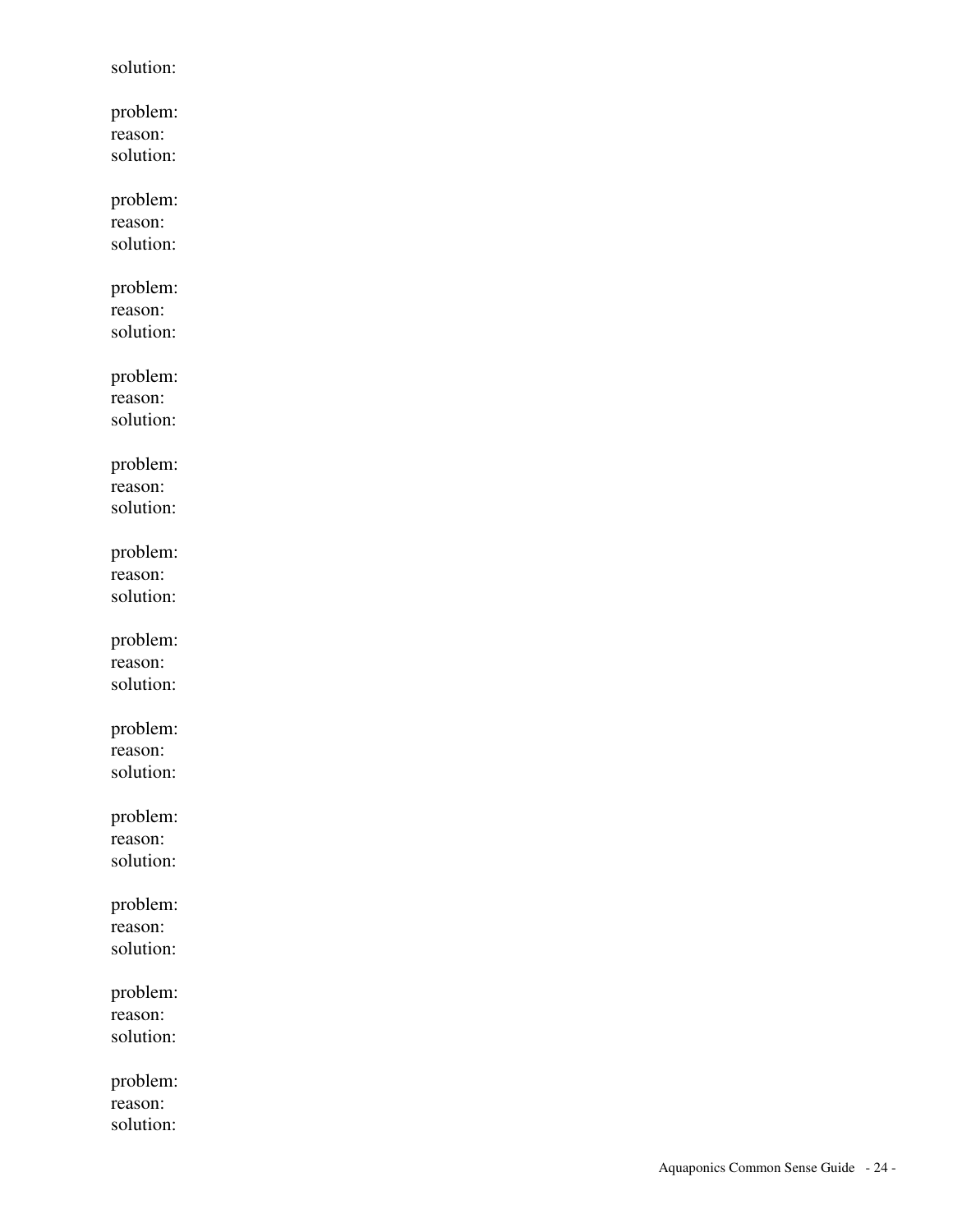solution:

problem:
reason:
solution:

problem:
reason:
solution:

problem:
reason:
solution:

problem:
reason:
solution:

problem:
reason:
solution:

problem:
reason:
solution:

problem:
reason:
solution:

problem:
reason:
solution:

problem:
reason:
solution:

problem:
reason:
solution:

problem:
reason:
solution:

problem:
reason:
solution: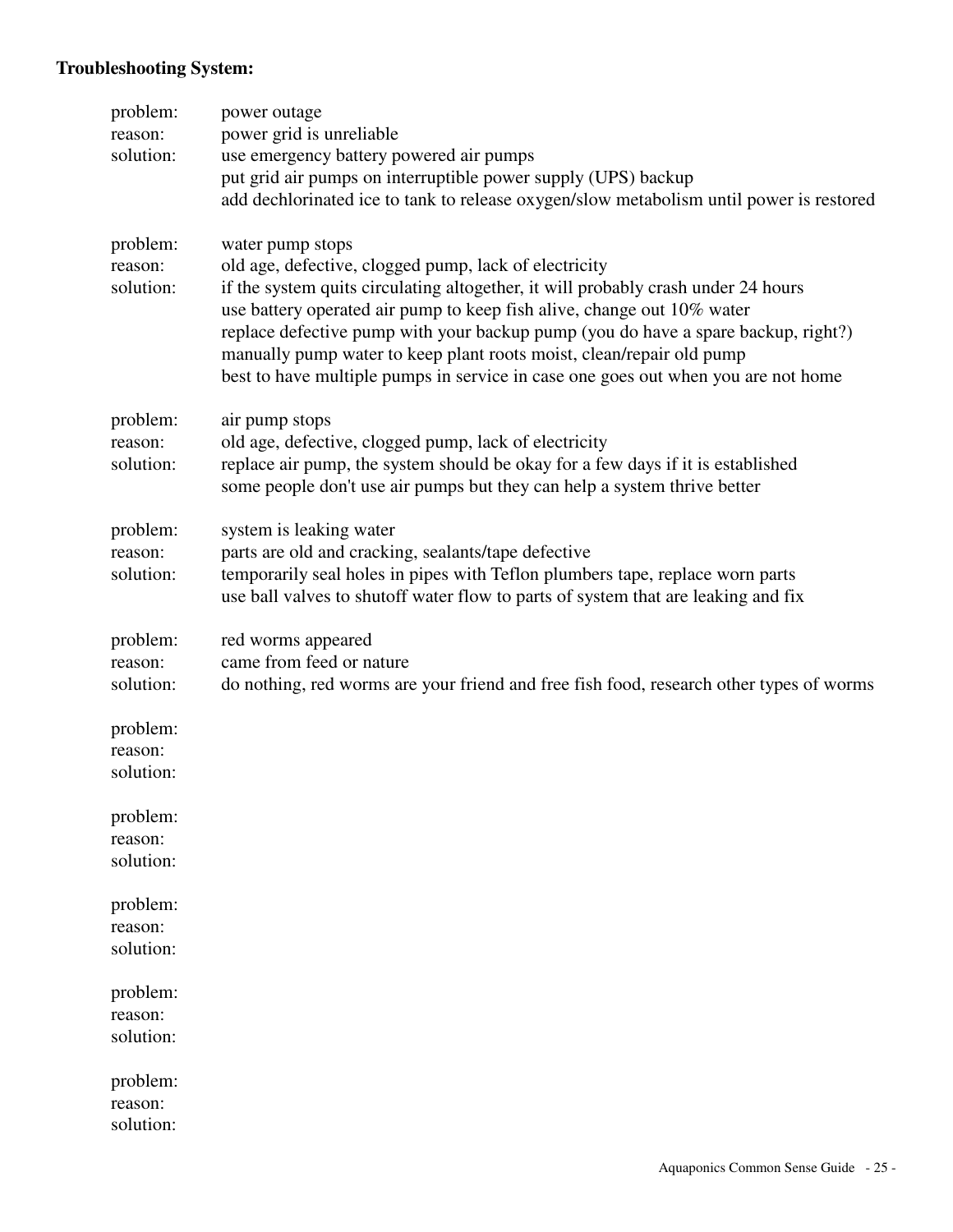**Troubleshooting System:**

problem: power outage
reason: power grid is unreliable
solution: use emergency battery powered air pumps
put grid air pumps on interruptible power supply (UPS) backup
add dechlorinated ice to tank to release oxygen/slow metabolism until power is restored

problem: water pump stops
reason: old age, defective, clogged pump, lack of electricity
solution: if the system quits circulating altogether, it will probably crash under 24 hours
use battery operated air pump to keep fish alive, change out 10% water
replace defective pump with your backup pump (you do have a spare backup, right?)
manually pump water to keep plant roots moist, clean/repair old pump
best to have multiple pumps in service in case one goes out when you are not home

problem: air pump stops
reason: old age, defective, clogged pump, lack of electricity
solution: replace air pump, the system should be okay for a few days if it is established
some people don't use air pumps but they can help a system thrive better

problem: system is leaking water
reason: parts are old and cracking, sealants/tape defective
solution: temporarily seal holes in pipes with Teflon plumbers tape, replace worn parts
use ball valves to shutoff water flow to parts of system that are leaking and fix

problem: red worms appeared
reason: came from feed or nature
solution: do nothing, red worms are your friend and free fish food, research other types of worms

problem:
reason:
solution:

problem:
reason:
solution:

problem:
reason:
solution:

problem:
reason:
solution:

problem:
reason:
solution: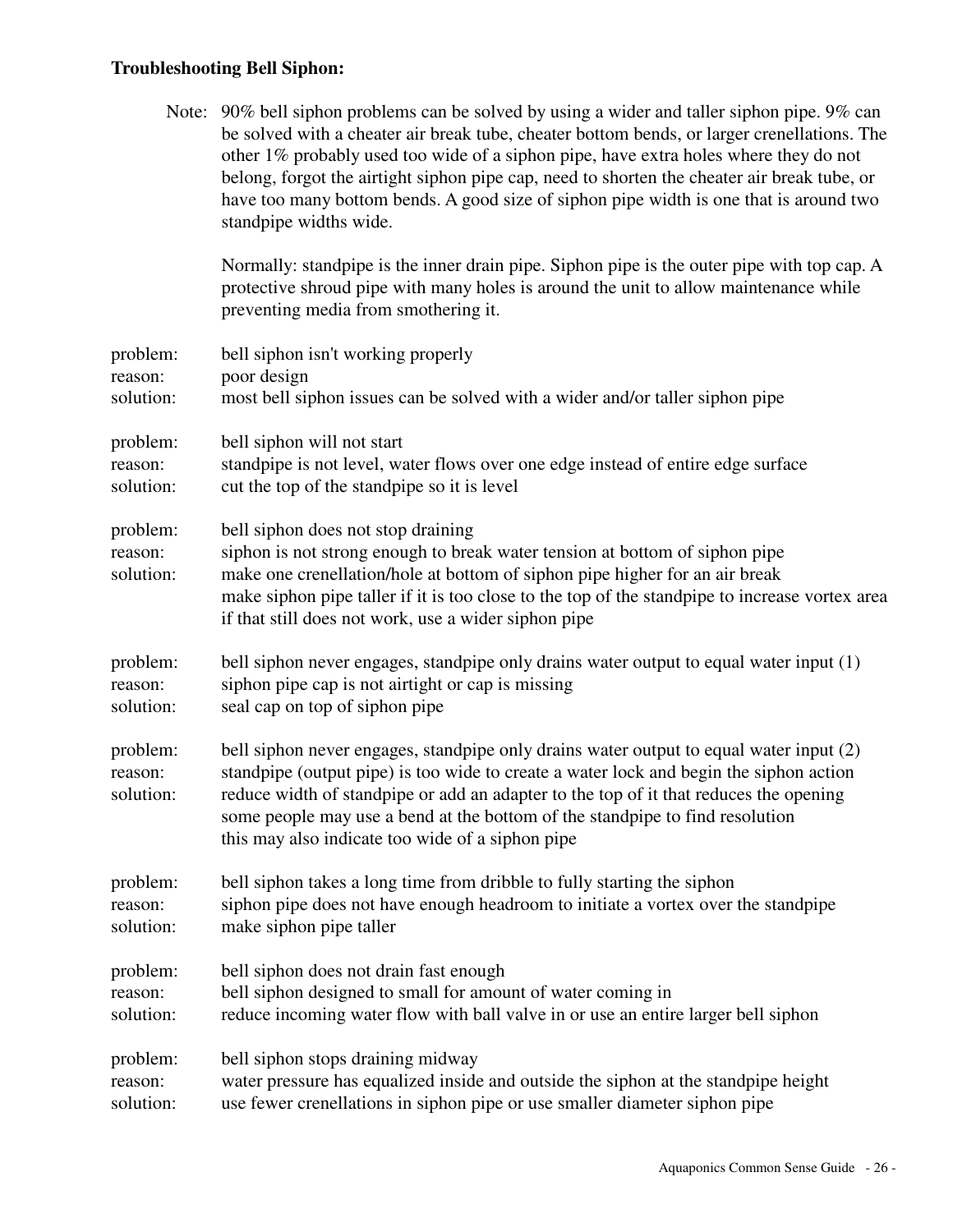**Troubleshooting Bell Siphon:**

Note: 90% bell siphon problems can be solved by using a wider and taller siphon pipe. 9% can be solved with a cheater air break tube, cheater bottom bends, or larger crenellations. The other 1% probably used too wide of a siphon pipe, have extra holes where they do not belong, forgot the airtight siphon pipe cap, need to shorten the cheater air break tube, or have too many bottom bends. A good size of siphon pipe width is one that is around two standpipe widths wide.

Normally: standpipe is the inner drain pipe. Siphon pipe is the outer pipe with top cap. A protective shroud pipe with many holes is around the unit to allow maintenance while preventing media from smothering it.

problem: bell siphon isn't working properly
reason: poor design
solution: most bell siphon issues can be solved with a wider and/or taller siphon pipe

problem: bell siphon will not start
reason: standpipe is not level, water flows over one edge instead of entire edge surface
solution: cut the top of the standpipe so it is level

problem: bell siphon does not stop draining
reason: siphon is not strong enough to break water tension at bottom of siphon pipe
solution: make one crenellation/hole at bottom of siphon pipe higher for an air break
make siphon pipe taller if it is too close to the top of the standpipe to increase vortex area
if that still does not work, use a wider siphon pipe

problem: bell siphon never engages, standpipe only drains water output to equal water input (1)
reason: siphon pipe cap is not airtight or cap is missing
solution: seal cap on top of siphon pipe

problem: bell siphon never engages, standpipe only drains water output to equal water input (2)
reason: standpipe (output pipe) is too wide to create a water lock and begin the siphon action
solution: reduce width of standpipe or add an adapter to the top of it that reduces the opening
some people may use a bend at the bottom of the standpipe to find resolution
this may also indicate too wide of a siphon pipe

problem: bell siphon takes a long time from dribble to fully starting the siphon
reason: siphon pipe does not have enough headroom to initiate a vortex over the standpipe
solution: make siphon pipe taller

problem: bell siphon does not drain fast enough
reason: bell siphon designed to small for amount of water coming in
solution: reduce incoming water flow with ball valve in or use an entire larger bell siphon

problem: bell siphon stops draining midway
reason: water pressure has equalized inside and outside the siphon at the standpipe height
solution: use fewer crenellations in siphon pipe or use smaller diameter siphon pipe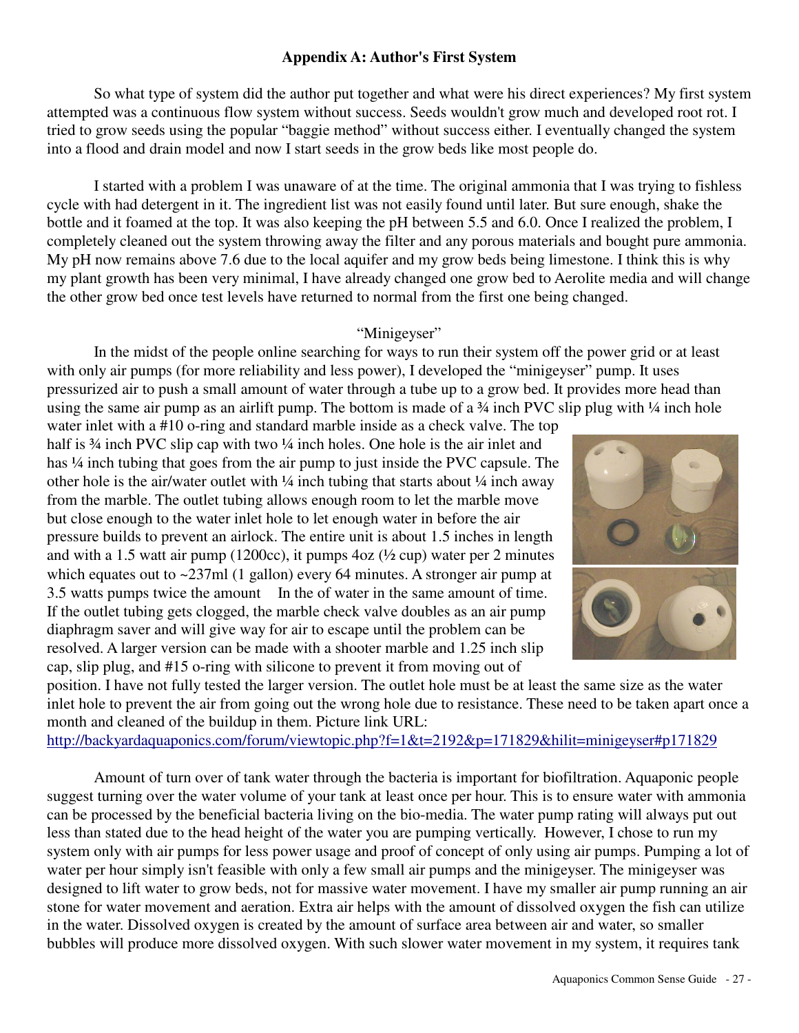## Appendix A: Author's First System

So what type of system did the author put together and what were his direct experiences? My first system attempted was a continuous flow system without success. Seeds wouldn't grow much and developed root rot. I tried to grow seeds using the popular "baggie method" without success either. I eventually changed the system into a flood and drain model and now I start seeds in the grow beds like most people do.

I started with a problem I was unaware of at the time. The original ammonia that I was trying to fishless cycle with had detergent in it. The ingredient list was not easily found until later. But sure enough, shake the bottle and it foamed at the top. It was also keeping the pH between 5.5 and 6.0. Once I realized the problem, I completely cleaned out the system throwing away the filter and any porous materials and bought pure ammonia. My pH now remains above 7.6 due to the local aquifer and my grow beds being limestone. I think this is why my plant growth has been very minimal, I have already changed one grow bed to Aerolite media and will change the other grow bed once test levels have returned to normal from the first one being changed.

### "Minigeyser"

In the midst of the people online searching for ways to run their system off the power grid or at least with only air pumps (for more reliability and less power), I developed the "minigeyser" pump. It uses pressurized air to push a small amount of water through a tube up to a grow bed. It provides more head than using the same air pump as an airlift pump. The bottom is made of a ¾ inch PVC slip plug with ¼ inch hole water inlet with a #10 o-ring and standard marble inside as a check valve. The top half is ¾ inch PVC slip cap with two ¼ inch holes. One hole is the air inlet and has ¼ inch tubing that goes from the air pump to just inside the PVC capsule. The other hole is the air/water outlet with ¼ inch tubing that starts about ¼ inch away from the marble. The outlet tubing allows enough room to let the marble move but close enough to the water inlet hole to let enough water in before the air pressure builds to prevent an airlock. The entire unit is about 1.5 inches in length and with a 1.5 watt air pump (1200cc), it pumps 4oz (½ cup) water per 2 minutes which equates out to ~237ml (1 gallon) every 64 minutes. A stronger air pump at 3.5 watts pumps twice the amount In the of water in the same amount of time. If the outlet tubing gets clogged, the marble check valve doubles as an air pump diaphragm saver and will give way for air to escape until the problem can be resolved. A larger version can be made with a shooter marble and 1.25 inch slip cap, slip plug, and #15 o-ring with silicone to prevent it from moving out of position. I have not fully tested the larger version. The outlet hole must be at least the same size as the water inlet hole to prevent the air from going out the wrong hole due to resistance. These need to be taken apart once a month and cleaned of the buildup in them. Picture link URL: http://backyardaquaponics.com/forum/viewtopic.php?f=1&t=2192&p=171829&hilit=minigeyser#p171829

Amount of turn over of tank water through the bacteria is important for biofiltration. Aquaponic people suggest turning over the water volume of your tank at least once per hour. This is to ensure water with ammonia can be processed by the beneficial bacteria living on the bio-media. The water pump rating will always put out less than stated due to the head height of the water you are pumping vertically. However, I chose to run my system only with air pumps for less power usage and proof of concept of only using air pumps. Pumping a lot of water per hour simply isn't feasible with only a few small air pumps and the minigeyser. The minigeyser was designed to lift water to grow beds, not for massive water movement. I have my smaller air pump running an air stone for water movement and aeration. Extra air helps with the amount of dissolved oxygen the fish can utilize in the water. Dissolved oxygen is created by the amount of surface area between air and water, so smaller bubbles will produce more dissolved oxygen. With such slower water movement in my system, it requires tank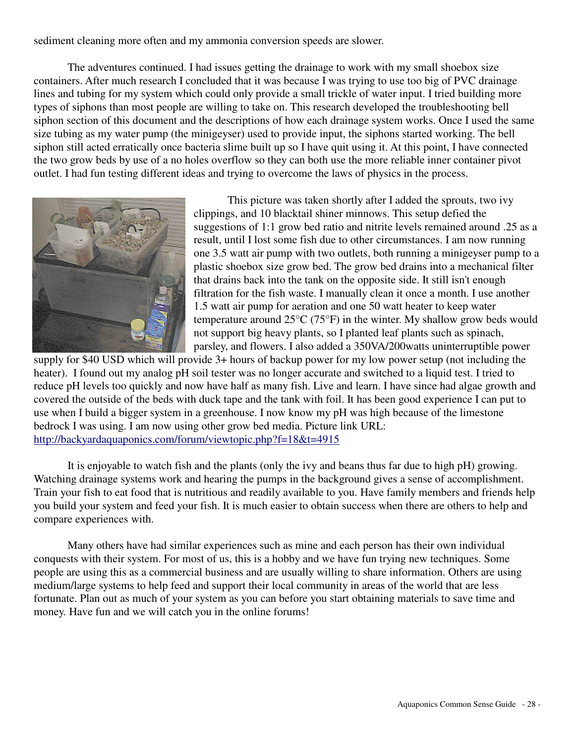sediment cleaning more often and my ammonia conversion speeds are slower.

The adventures continued. I had issues getting the drainage to work with my small shoebox size containers. After much research I concluded that it was because I was trying to use too big of PVC drainage lines and tubing for my system which could only provide a small trickle of water input. I tried building more types of siphons than most people are willing to take on. This research developed the troubleshooting bell siphon section of this document and the descriptions of how each drainage system works. Once I used the same size tubing as my water pump (the minigeyser) used to provide input, the siphons started working. The bell siphon still acted erratically once bacteria slime built up so I have quit using it. At this point, I have connected the two grow beds by use of a no holes overflow so they can both use the more reliable inner container pivot outlet. I had fun testing different ideas and trying to overcome the laws of physics in the process.

This picture was taken shortly after I added the sprouts, two ivy clippings, and 10 blacktail shiner minnows. This setup defied the suggestions of 1:1 grow bed ratio and nitrite levels remained around .25 as a result, until I lost some fish due to other circumstances. I am now running one 3.5 watt air pump with two outlets, both running a minigeyser pump to a plastic shoebox size grow bed. The grow bed drains into a mechanical filter that drains back into the tank on the opposite side. It still isn't enough filtration for the fish waste. I manually clean it once a month. I use another 1.5 watt air pump for aeration and one 50 watt heater to keep water temperature around 25°C (75°F) in the winter. My shallow grow beds would not support big heavy plants, so I planted leaf plants such as spinach, parsley, and flowers. I also added a 350VA/200watts uninterruptible power supply for $40 USD which will provide 3+ hours of backup power for my low power setup (not including the heater). I found out my analog pH soil tester was no longer accurate and switched to a liquid test. I tried to reduce pH levels too quickly and now have half as many fish. Live and learn. I have since had algae growth and covered the outside of the beds with duck tape and the tank with foil. It has been good experience I can put to use when I build a bigger system in a greenhouse. I now know my pH was high because of the limestone bedrock I was using. I am now using other grow bed media. Picture link URL: [http://backyardaquaponics.com/forum/viewtopic.php?f=18&t=4915](http://backyardaquaponics.com/forum/viewtopic.php?f=18&t=4915)

It is enjoyable to watch fish and the plants (only the ivy and beans thus far due to high pH) growing. Watching drainage systems work and hearing the pumps in the background gives a sense of accomplishment. Train your fish to eat food that is nutritious and readily available to you. Have family members and friends help you build your system and feed your fish. It is much easier to obtain success when there are others to help and compare experiences with.

Many others have had similar experiences such as mine and each person has their own individual conquests with their system. For most of us, this is a hobby and we have fun trying new techniques. Some people are using this as a commercial business and are usually willing to share information. Others are using medium/large systems to help feed and support their local community in areas of the world that are less fortunate. Plan out as much of your system as you can before you start obtaining materials to save time and money. Have fun and we will catch you in the online forums!